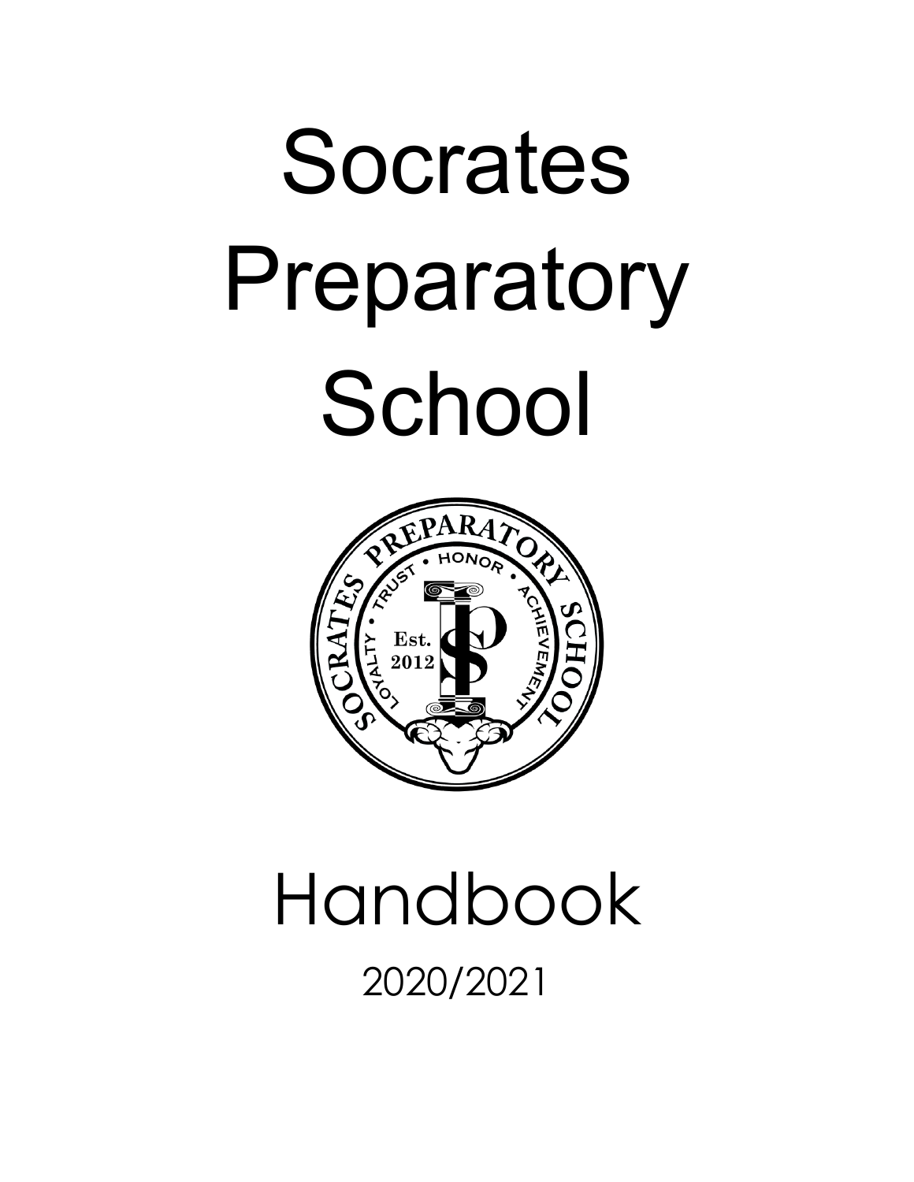# Socrates Preparatory School

# Handbook

2020/2021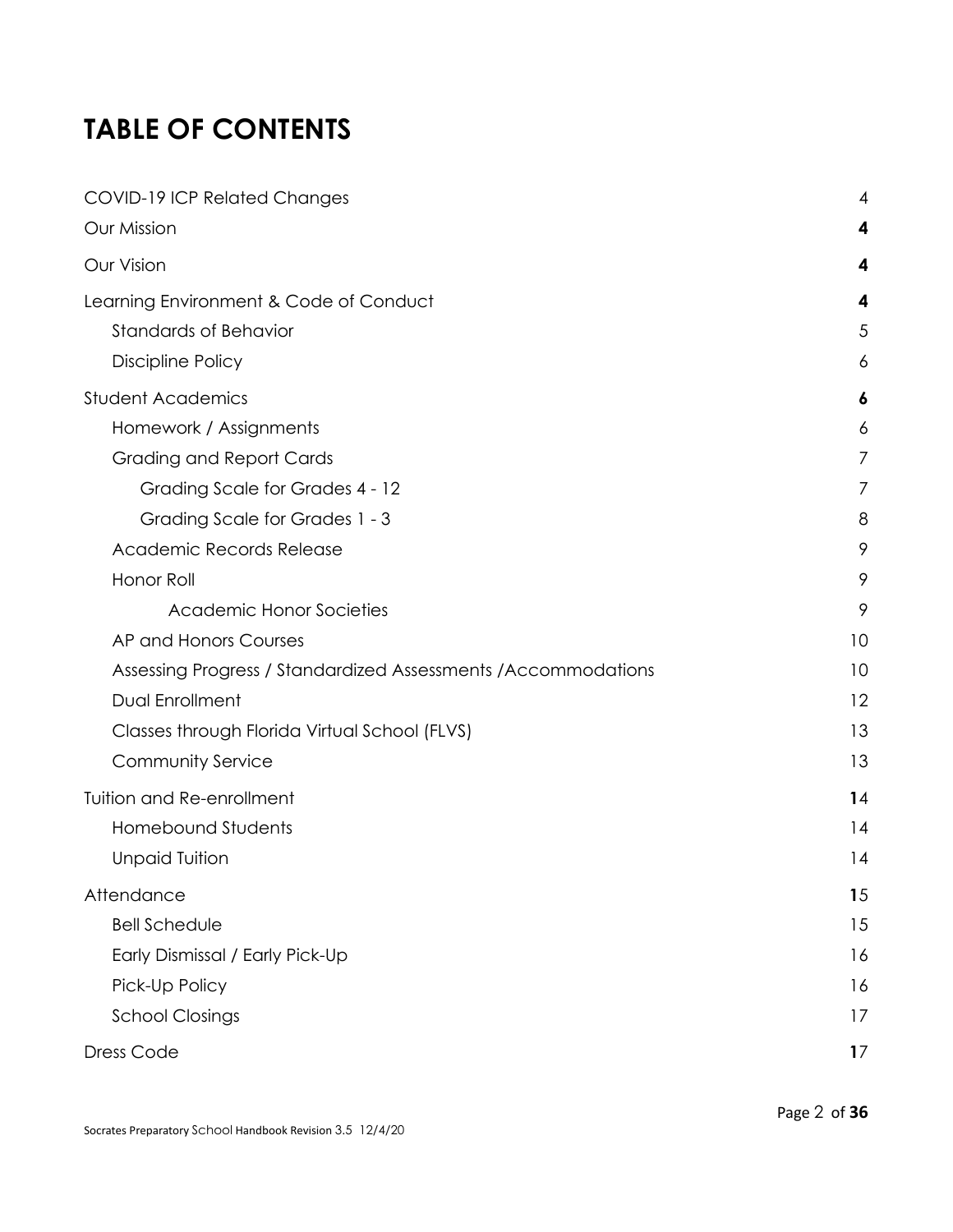# TABLE OF CONTENTS

- COVID-19 ICP Related Changes 4
- Our Mission **4**
- Our Vision **4**
- Learning Environment & Code of Conduct **4**
  - Standards of Behavior 5
  - Discipline Policy 6
- Student Academics **6**
  - Homework / Assignments 6
  - Grading and Report Cards 7
    - Grading Scale for Grades 4 - 12 7
    - Grading Scale for Grades 1 - 3 8
  - Academic Records Release 9
  - Honor Roll 9
    - Academic Honor Societies 9
  - AP and Honors Courses 10
  - Assessing Progress / Standardized Assessments /Accommodations 10
  - Dual Enrollment 12
  - Classes through Florida Virtual School (FLVS) 13
  - Community Service 13
- Tuition and Re-enrollment **14**
  - Homebound Students 14
  - Unpaid Tuition 14
- Attendance **15**
  - Bell Schedule 15
  - Early Dismissal / Early Pick-Up 16
  - Pick-Up Policy 16
  - School Closings 17
- Dress Code **17**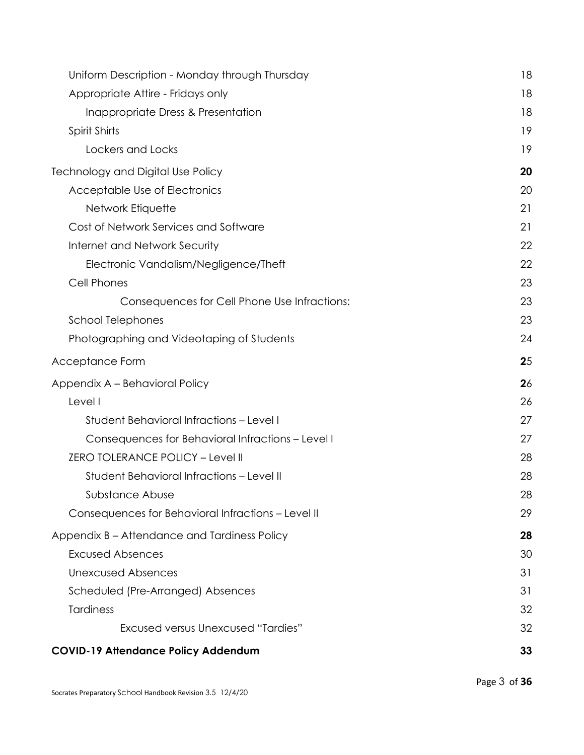| | |
|---|---|
| Uniform Description - Monday through Thursday | 18 |
| Appropriate Attire - Fridays only | 18 |
| Inappropriate Dress & Presentation | 18 |
| Spirit Shirts | 19 |
| Lockers and Locks | 19 |
| Technology and Digital Use Policy | **20** |
| Acceptable Use of Electronics | 20 |
| Network Etiquette | 21 |
| Cost of Network Services and Software | 21 |
| Internet and Network Security | 22 |
| Electronic Vandalism/Negligence/Theft | 22 |
| Cell Phones | 23 |
| Consequences for Cell Phone Use Infractions: | 23 |
| School Telephones | 23 |
| Photographing and Videotaping of Students | 24 |
| Acceptance Form | **2**5 |
| Appendix A – Behavioral Policy | **2**6 |
| Level I | 26 |
| Student Behavioral Infractions – Level I | 27 |
| Consequences for Behavioral Infractions – Level I | 27 |
| ZERO TOLERANCE POLICY – Level II | 28 |
| Student Behavioral Infractions – Level II | 28 |
| Substance Abuse | 28 |
| Consequences for Behavioral Infractions – Level II | 29 |
| Appendix B – Attendance and Tardiness Policy | **28** |
| Excused Absences | 30 |
| Unexcused Absences | 31 |
| Scheduled (Pre-Arranged) Absences | 31 |
| Tardiness | 32 |
| Excused versus Unexcused "Tardies" | 32 |
| **COVID-19 Attendance Policy Addendum** | **33** |

Socrates Preparatory School Handbook Revision 3.5 12/4/20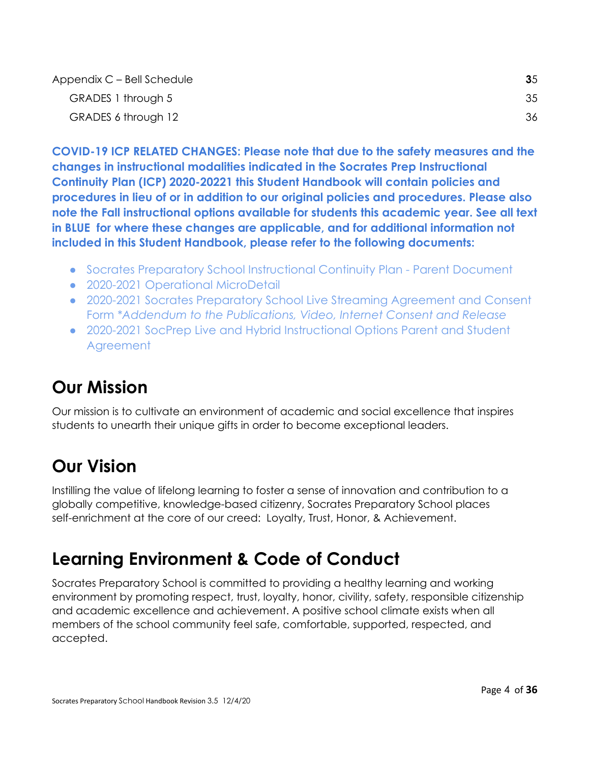Appendix C – Bell Schedule **3**5
- GRADES 1 through 5 35
- GRADES 6 through 12 36

**COVID-19 ICP RELATED CHANGES: Please note that due to the safety measures and the changes in instructional modalities indicated in the Socrates Prep Instructional Continuity Plan (ICP) 2020-20221 this Student Handbook will contain policies and procedures in lieu of or in addition to our original policies and procedures. Please also note the Fall instructional options available for students this academic year. See all text in BLUE for where these changes are applicable, and for additional information not included in this Student Handbook, please refer to the following documents:**

- Socrates Preparatory School Instructional Continuity Plan - Parent Document
- 2020-2021 Operational MicroDetail
- 2020-2021 Socrates Preparatory School Live Streaming Agreement and Consent Form *\*Addendum to the Publications, Video, Internet Consent and Release*
- 2020-2021 SocPrep Live and Hybrid Instructional Options Parent and Student Agreement

# Our Mission

Our mission is to cultivate an environment of academic and social excellence that inspires students to unearth their unique gifts in order to become exceptional leaders.

# Our Vision

Instilling the value of lifelong learning to foster a sense of innovation and contribution to a globally competitive, knowledge-based citizenry, Socrates Preparatory School places self-enrichment at the core of our creed: Loyalty, Trust, Honor, & Achievement.

# Learning Environment & Code of Conduct

Socrates Preparatory School is committed to providing a healthy learning and working environment by promoting respect, trust, loyalty, honor, civility, safety, responsible citizenship and academic excellence and achievement. A positive school climate exists when all members of the school community feel safe, comfortable, supported, respected, and accepted.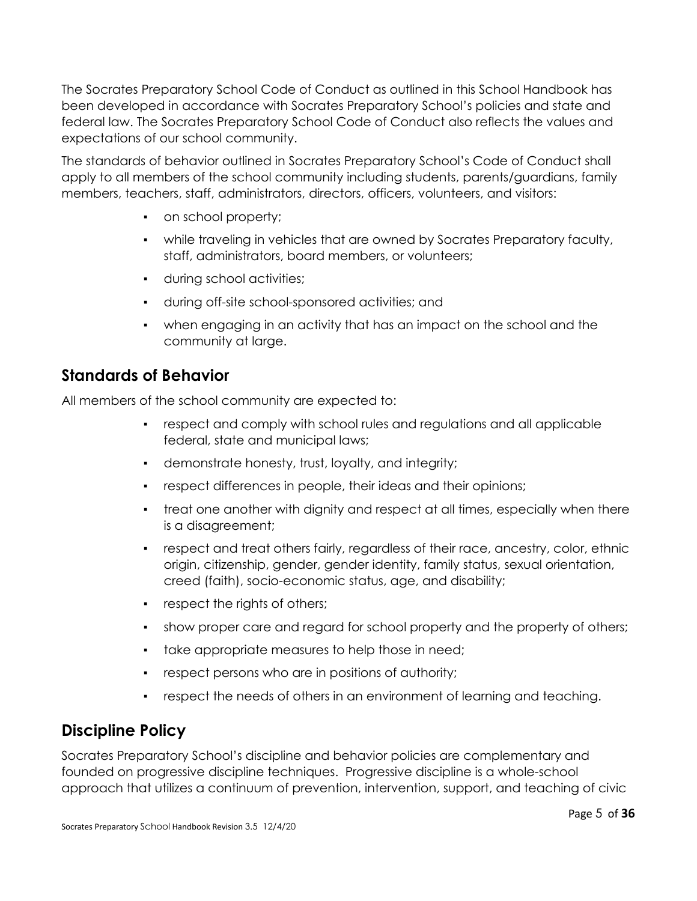The Socrates Preparatory School Code of Conduct as outlined in this School Handbook has been developed in accordance with Socrates Preparatory School's policies and state and federal law. The Socrates Preparatory School Code of Conduct also reflects the values and expectations of our school community.

The standards of behavior outlined in Socrates Preparatory School's Code of Conduct shall apply to all members of the school community including students, parents/guardians, family members, teachers, staff, administrators, directors, officers, volunteers, and visitors:

- on school property;
- while traveling in vehicles that are owned by Socrates Preparatory faculty, staff, administrators, board members, or volunteers;
- during school activities;
- during off-site school-sponsored activities; and
- when engaging in an activity that has an impact on the school and the community at large.

## Standards of Behavior

All members of the school community are expected to:

- respect and comply with school rules and regulations and all applicable federal, state and municipal laws;
- demonstrate honesty, trust, loyalty, and integrity;
- respect differences in people, their ideas and their opinions;
- treat one another with dignity and respect at all times, especially when there is a disagreement;
- respect and treat others fairly, regardless of their race, ancestry, color, ethnic origin, citizenship, gender, gender identity, family status, sexual orientation, creed (faith), socio-economic status, age, and disability;
- respect the rights of others;
- show proper care and regard for school property and the property of others;
- take appropriate measures to help those in need;
- respect persons who are in positions of authority;
- respect the needs of others in an environment of learning and teaching.

## Discipline Policy

Socrates Preparatory School's discipline and behavior policies are complementary and founded on progressive discipline techniques. Progressive discipline is a whole-school approach that utilizes a continuum of prevention, intervention, support, and teaching of civic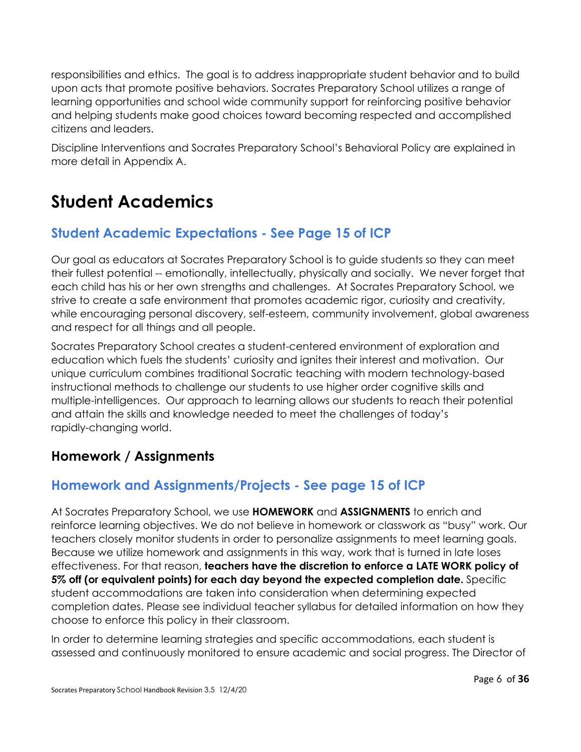responsibilities and ethics. The goal is to address inappropriate student behavior and to build upon acts that promote positive behaviors. Socrates Preparatory School utilizes a range of learning opportunities and school wide community support for reinforcing positive behavior and helping students make good choices toward becoming respected and accomplished citizens and leaders.

Discipline Interventions and Socrates Preparatory School's Behavioral Policy are explained in more detail in Appendix A.

# Student Academics

## Student Academic Expectations - See Page 15 of ICP

Our goal as educators at Socrates Preparatory School is to guide students so they can meet their fullest potential -- emotionally, intellectually, physically and socially. We never forget that each child has his or her own strengths and challenges. At Socrates Preparatory School, we strive to create a safe environment that promotes academic rigor, curiosity and creativity, while encouraging personal discovery, self-esteem, community involvement, global awareness and respect for all things and all people.

Socrates Preparatory School creates a student-centered environment of exploration and education which fuels the students' curiosity and ignites their interest and motivation. Our unique curriculum combines traditional Socratic teaching with modern technology-based instructional methods to challenge our students to use higher order cognitive skills and multiple-intelligences. Our approach to learning allows our students to reach their potential and attain the skills and knowledge needed to meet the challenges of today's rapidly-changing world.

## Homework / Assignments

## Homework and Assignments/Projects - See page 15 of ICP

At Socrates Preparatory School, we use **HOMEWORK** and **ASSIGNMENTS** to enrich and reinforce learning objectives. We do not believe in homework or classwork as "busy" work. Our teachers closely monitor students in order to personalize assignments to meet learning goals. Because we utilize homework and assignments in this way, work that is turned in late loses effectiveness. For that reason, **teachers have the discretion to enforce a LATE WORK policy of 5% off (or equivalent points) for each day beyond the expected completion date.** Specific student accommodations are taken into consideration when determining expected completion dates. Please see individual teacher syllabus for detailed information on how they choose to enforce this policy in their classroom.

In order to determine learning strategies and specific accommodations, each student is assessed and continuously monitored to ensure academic and social progress. The Director of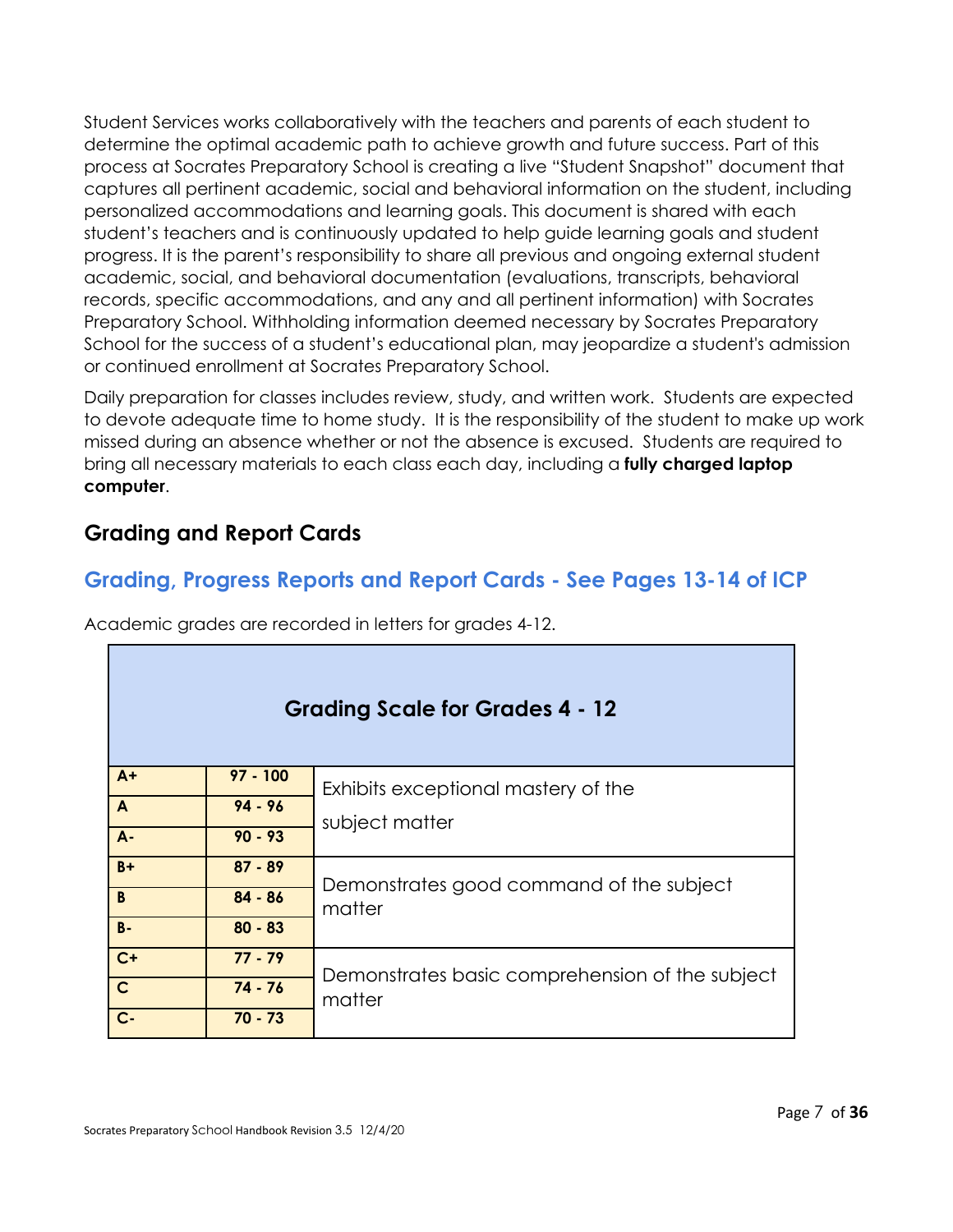Student Services works collaboratively with the teachers and parents of each student to determine the optimal academic path to achieve growth and future success. Part of this process at Socrates Preparatory School is creating a live "Student Snapshot" document that captures all pertinent academic, social and behavioral information on the student, including personalized accommodations and learning goals. This document is shared with each student's teachers and is continuously updated to help guide learning goals and student progress. It is the parent's responsibility to share all previous and ongoing external student academic, social, and behavioral documentation (evaluations, transcripts, behavioral records, specific accommodations, and any and all pertinent information) with Socrates Preparatory School. Withholding information deemed necessary by Socrates Preparatory School for the success of a student's educational plan, may jeopardize a student's admission or continued enrollment at Socrates Preparatory School.

Daily preparation for classes includes review, study, and written work. Students are expected to devote adequate time to home study. It is the responsibility of the student to make up work missed during an absence whether or not the absence is excused. Students are required to bring all necessary materials to each class each day, including a **fully charged laptop computer**.

## Grading and Report Cards

### Grading, Progress Reports and Report Cards - See Pages 13-14 of ICP

Academic grades are recorded in letters for grades 4-12.

| Grading Scale for Grades 4 - 12 | | |
|---|---|---|
| **A+** | **97 - 100** | Exhibits exceptional mastery of the subject matter |
| **A** | **94 - 96** | |
| **A-** | **90 - 93** | |
| **B+** | **87 - 89** | Demonstrates good command of the subject matter |
| **B** | **84 - 86** | |
| **B-** | **80 - 83** | |
| **C+** | **77 - 79** | Demonstrates basic comprehension of the subject matter |
| **C** | **74 - 76** | |
| **C-** | **70 - 73** | |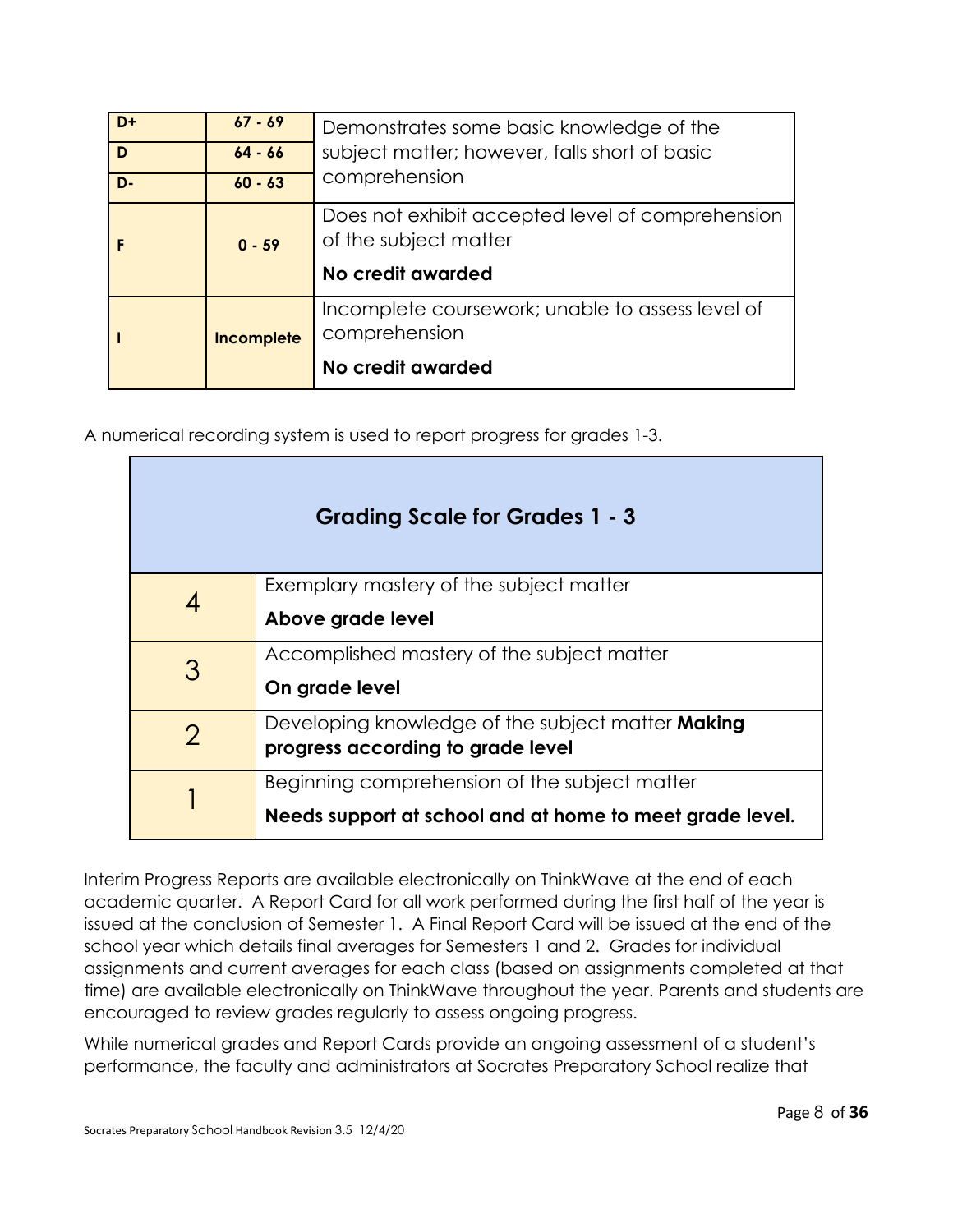| | | |
|---|---|---|
| **D+** | **67 - 69** | Demonstrates some basic knowledge of the subject matter; however, falls short of basic comprehension |
| **D** | **64 - 66** | |
| **D-** | **60 - 63** | |
| **F** | **0 - 59** | Does not exhibit accepted level of comprehension of the subject matter<br>**No credit awarded** |
| **I** | **Incomplete** | Incomplete coursework; unable to assess level of comprehension<br>**No credit awarded** |

A numerical recording system is used to report progress for grades 1-3.

| **Grading Scale for Grades 1 - 3** | |
|---|---|
| 4 | Exemplary mastery of the subject matter<br>**Above grade level** |
| 3 | Accomplished mastery of the subject matter<br>**On grade level** |
| 2 | Developing knowledge of the subject matter **Making progress according to grade level** |
| 1 | Beginning comprehension of the subject matter<br>**Needs support at school and at home to meet grade level.** |

Interim Progress Reports are available electronically on ThinkWave at the end of each academic quarter. A Report Card for all work performed during the first half of the year is issued at the conclusion of Semester 1. A Final Report Card will be issued at the end of the school year which details final averages for Semesters 1 and 2. Grades for individual assignments and current averages for each class (based on assignments completed at that time) are available electronically on ThinkWave throughout the year. Parents and students are encouraged to review grades regularly to assess ongoing progress.

While numerical grades and Report Cards provide an ongoing assessment of a student's performance, the faculty and administrators at Socrates Preparatory School realize that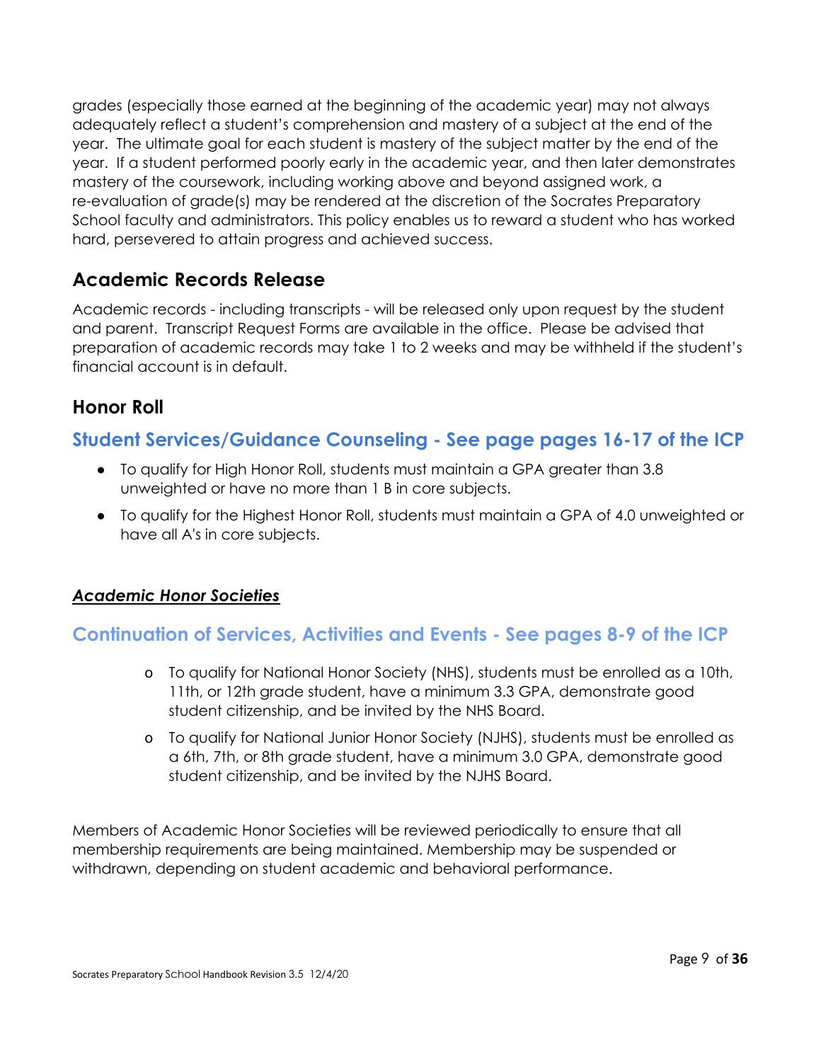grades (especially those earned at the beginning of the academic year) may not always adequately reflect a student's comprehension and mastery of a subject at the end of the year. The ultimate goal for each student is mastery of the subject matter by the end of the year. If a student performed poorly early in the academic year, and then later demonstrates mastery of the coursework, including working above and beyond assigned work, a re-evaluation of grade(s) may be rendered at the discretion of the Socrates Preparatory School faculty and administrators. This policy enables us to reward a student who has worked hard, persevered to attain progress and achieved success.

## Academic Records Release

Academic records - including transcripts - will be released only upon request by the student and parent. Transcript Request Forms are available in the office. Please be advised that preparation of academic records may take 1 to 2 weeks and may be withheld if the student's financial account is in default.

## Honor Roll

### Student Services/Guidance Counseling - See page pages 16-17 of the ICP

- To qualify for High Honor Roll, students must maintain a GPA greater than 3.8 unweighted or have no more than 1 B in core subjects.
- To qualify for the Highest Honor Roll, students must maintain a GPA of 4.0 unweighted or have all A's in core subjects.

***Academic Honor Societies***

### Continuation of Services, Activities and Events - See pages 8-9 of the ICP

- To qualify for National Honor Society (NHS), students must be enrolled as a 10th, 11th, or 12th grade student, have a minimum 3.3 GPA, demonstrate good student citizenship, and be invited by the NHS Board.
- To qualify for National Junior Honor Society (NJHS), students must be enrolled as a 6th, 7th, or 8th grade student, have a minimum 3.0 GPA, demonstrate good student citizenship, and be invited by the NJHS Board.

Members of Academic Honor Societies will be reviewed periodically to ensure that all membership requirements are being maintained. Membership may be suspended or withdrawn, depending on student academic and behavioral performance.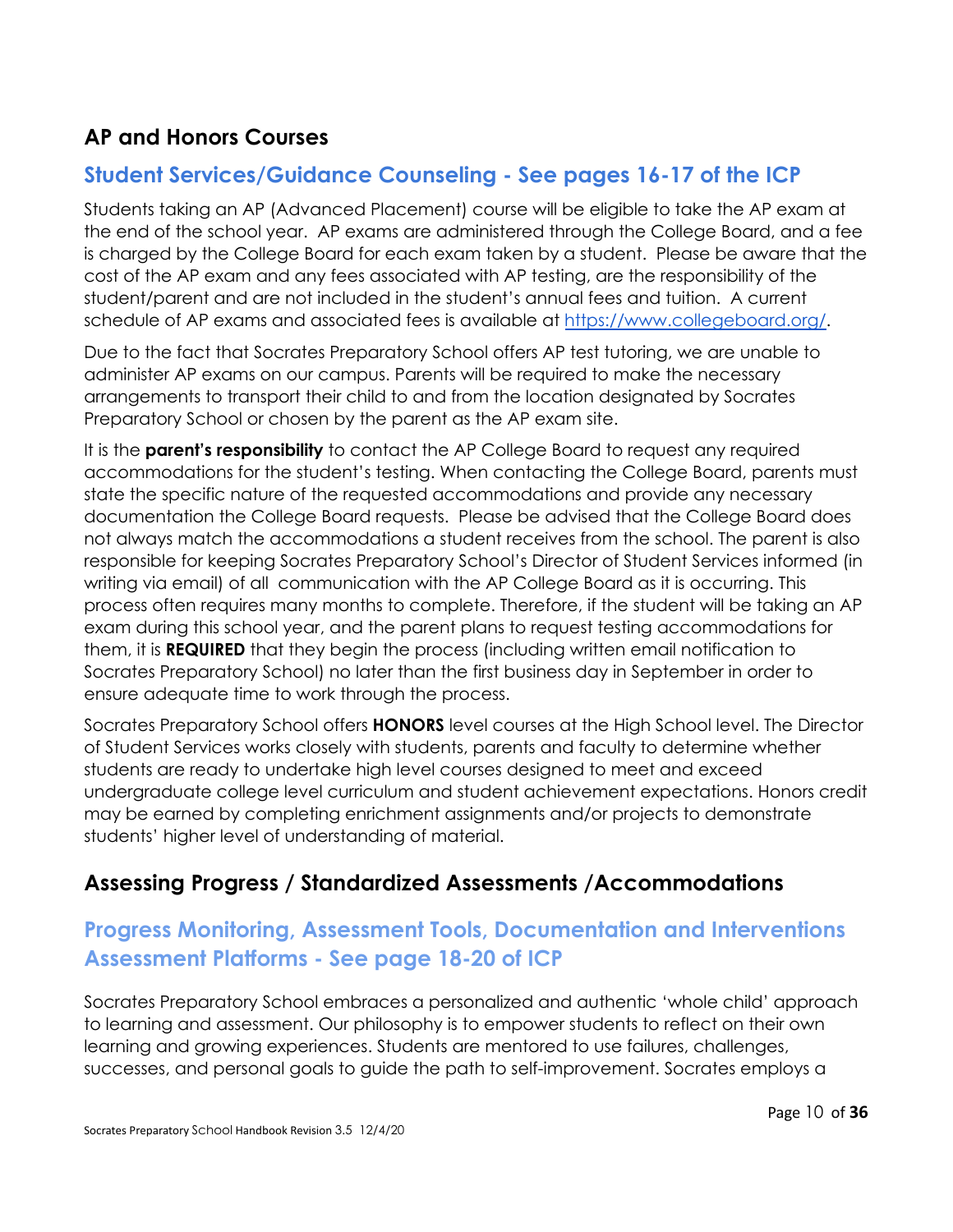## AP and Honors Courses

### Student Services/Guidance Counseling - See pages 16-17 of the ICP

Students taking an AP (Advanced Placement) course will be eligible to take the AP exam at the end of the school year. AP exams are administered through the College Board, and a fee is charged by the College Board for each exam taken by a student. Please be aware that the cost of the AP exam and any fees associated with AP testing, are the responsibility of the student/parent and are not included in the student's annual fees and tuition. A current schedule of AP exams and associated fees is available at [https://www.collegeboard.org/](https://www.collegeboard.org/).

Due to the fact that Socrates Preparatory School offers AP test tutoring, we are unable to administer AP exams on our campus. Parents will be required to make the necessary arrangements to transport their child to and from the location designated by Socrates Preparatory School or chosen by the parent as the AP exam site.

It is the **parent's responsibility** to contact the AP College Board to request any required accommodations for the student's testing. When contacting the College Board, parents must state the specific nature of the requested accommodations and provide any necessary documentation the College Board requests. Please be advised that the College Board does not always match the accommodations a student receives from the school. The parent is also responsible for keeping Socrates Preparatory School's Director of Student Services informed (in writing via email) of all communication with the AP College Board as it is occurring. This process often requires many months to complete. Therefore, if the student will be taking an AP exam during this school year, and the parent plans to request testing accommodations for them, it is **REQUIRED** that they begin the process (including written email notification to Socrates Preparatory School) no later than the first business day in September in order to ensure adequate time to work through the process.

Socrates Preparatory School offers **HONORS** level courses at the High School level. The Director of Student Services works closely with students, parents and faculty to determine whether students are ready to undertake high level courses designed to meet and exceed undergraduate college level curriculum and student achievement expectations. Honors credit may be earned by completing enrichment assignments and/or projects to demonstrate students' higher level of understanding of material.

## Assessing Progress / Standardized Assessments /Accommodations

### Progress Monitoring, Assessment Tools, Documentation and Interventions Assessment Platforms - See page 18-20 of ICP

Socrates Preparatory School embraces a personalized and authentic 'whole child' approach to learning and assessment. Our philosophy is to empower students to reflect on their own learning and growing experiences. Students are mentored to use failures, challenges, successes, and personal goals to guide the path to self-improvement. Socrates employs a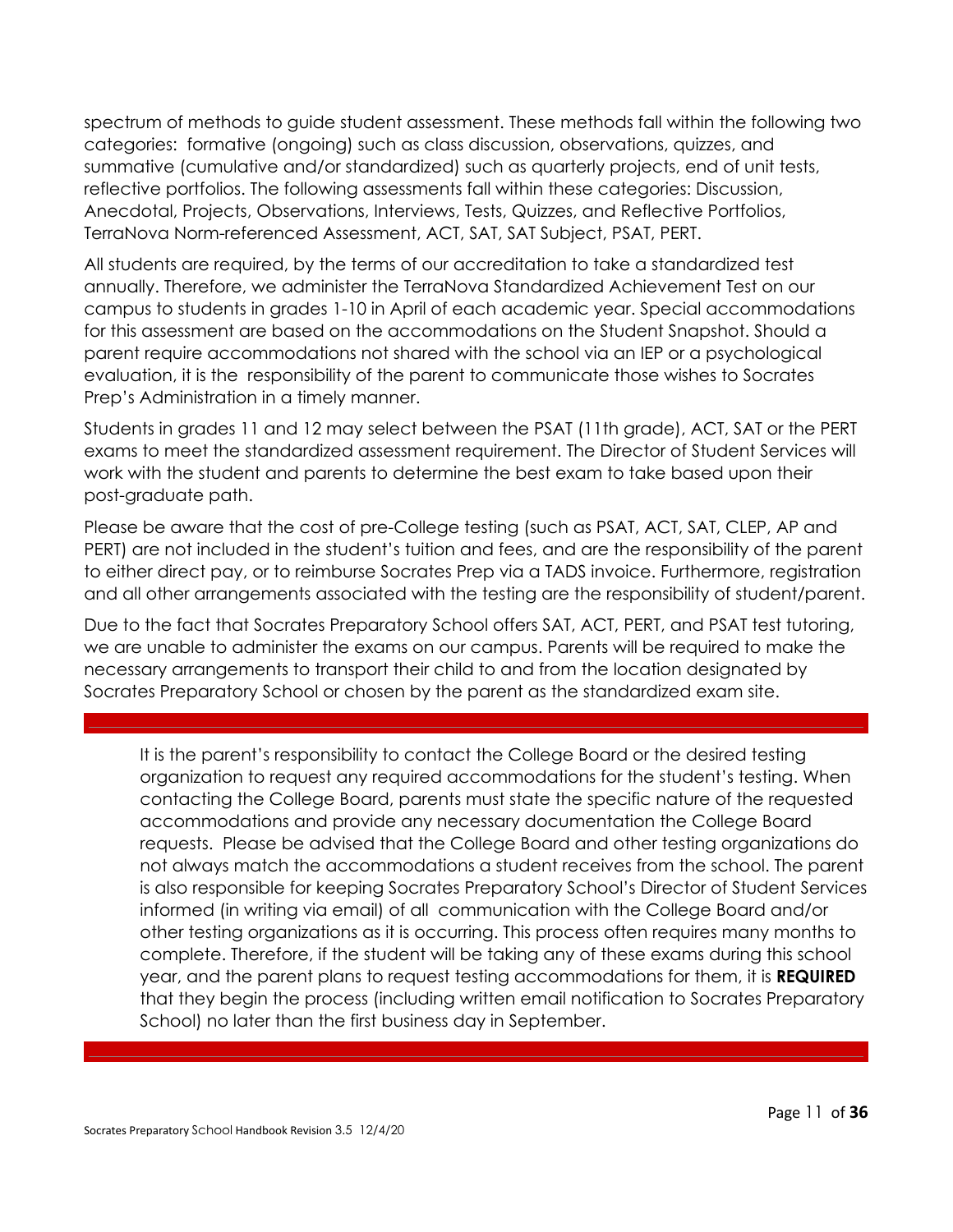spectrum of methods to guide student assessment. These methods fall within the following two categories: formative (ongoing) such as class discussion, observations, quizzes, and summative (cumulative and/or standardized) such as quarterly projects, end of unit tests, reflective portfolios. The following assessments fall within these categories: Discussion, Anecdotal, Projects, Observations, Interviews, Tests, Quizzes, and Reflective Portfolios, TerraNova Norm-referenced Assessment, ACT, SAT, SAT Subject, PSAT, PERT.

All students are required, by the terms of our accreditation to take a standardized test annually. Therefore, we administer the TerraNova Standardized Achievement Test on our campus to students in grades 1-10 in April of each academic year. Special accommodations for this assessment are based on the accommodations on the Student Snapshot. Should a parent require accommodations not shared with the school via an IEP or a psychological evaluation, it is the responsibility of the parent to communicate those wishes to Socrates Prep's Administration in a timely manner.

Students in grades 11 and 12 may select between the PSAT (11th grade), ACT, SAT or the PERT exams to meet the standardized assessment requirement. The Director of Student Services will work with the student and parents to determine the best exam to take based upon their post-graduate path.

Please be aware that the cost of pre-College testing (such as PSAT, ACT, SAT, CLEP, AP and PERT) are not included in the student's tuition and fees, and are the responsibility of the parent to either direct pay, or to reimburse Socrates Prep via a TADS invoice. Furthermore, registration and all other arrangements associated with the testing are the responsibility of student/parent.

Due to the fact that Socrates Preparatory School offers SAT, ACT, PERT, and PSAT test tutoring, we are unable to administer the exams on our campus. Parents will be required to make the necessary arrangements to transport their child to and from the location designated by Socrates Preparatory School or chosen by the parent as the standardized exam site.

---

> It is the parent's responsibility to contact the College Board or the desired testing organization to request any required accommodations for the student's testing. When contacting the College Board, parents must state the specific nature of the requested accommodations and provide any necessary documentation the College Board requests. Please be advised that the College Board and other testing organizations do not always match the accommodations a student receives from the school. The parent is also responsible for keeping Socrates Preparatory School's Director of Student Services informed (in writing via email) of all communication with the College Board and/or other testing organizations as it is occurring. This process often requires many months to complete. Therefore, if the student will be taking any of these exams during this school year, and the parent plans to request testing accommodations for them, it is **REQUIRED** that they begin the process (including written email notification to Socrates Preparatory School) no later than the first business day in September.

---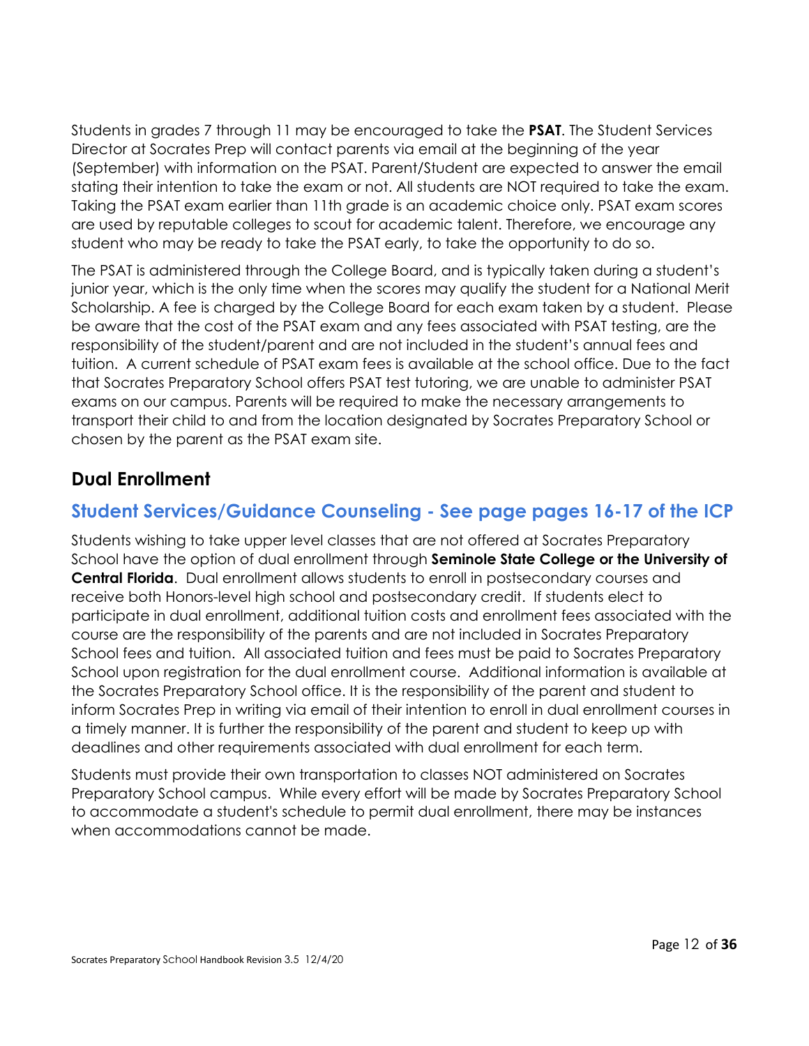Students in grades 7 through 11 may be encouraged to take the **PSAT**. The Student Services Director at Socrates Prep will contact parents via email at the beginning of the year (September) with information on the PSAT. Parent/Student are expected to answer the email stating their intention to take the exam or not. All students are NOT required to take the exam. Taking the PSAT exam earlier than 11th grade is an academic choice only. PSAT exam scores are used by reputable colleges to scout for academic talent. Therefore, we encourage any student who may be ready to take the PSAT early, to take the opportunity to do so.

The PSAT is administered through the College Board, and is typically taken during a student's junior year, which is the only time when the scores may qualify the student for a National Merit Scholarship. A fee is charged by the College Board for each exam taken by a student. Please be aware that the cost of the PSAT exam and any fees associated with PSAT testing, are the responsibility of the student/parent and are not included in the student's annual fees and tuition. A current schedule of PSAT exam fees is available at the school office. Due to the fact that Socrates Preparatory School offers PSAT test tutoring, we are unable to administer PSAT exams on our campus. Parents will be required to make the necessary arrangements to transport their child to and from the location designated by Socrates Preparatory School or chosen by the parent as the PSAT exam site.

## Dual Enrollment

## Student Services/Guidance Counseling - See page pages 16-17 of the ICP

Students wishing to take upper level classes that are not offered at Socrates Preparatory School have the option of dual enrollment through **Seminole State College or the University of Central Florida**. Dual enrollment allows students to enroll in postsecondary courses and receive both Honors-level high school and postsecondary credit. If students elect to participate in dual enrollment, additional tuition costs and enrollment fees associated with the course are the responsibility of the parents and are not included in Socrates Preparatory School fees and tuition. All associated tuition and fees must be paid to Socrates Preparatory School upon registration for the dual enrollment course. Additional information is available at the Socrates Preparatory School office. It is the responsibility of the parent and student to inform Socrates Prep in writing via email of their intention to enroll in dual enrollment courses in a timely manner. It is further the responsibility of the parent and student to keep up with deadlines and other requirements associated with dual enrollment for each term.

Students must provide their own transportation to classes NOT administered on Socrates Preparatory School campus. While every effort will be made by Socrates Preparatory School to accommodate a student's schedule to permit dual enrollment, there may be instances when accommodations cannot be made.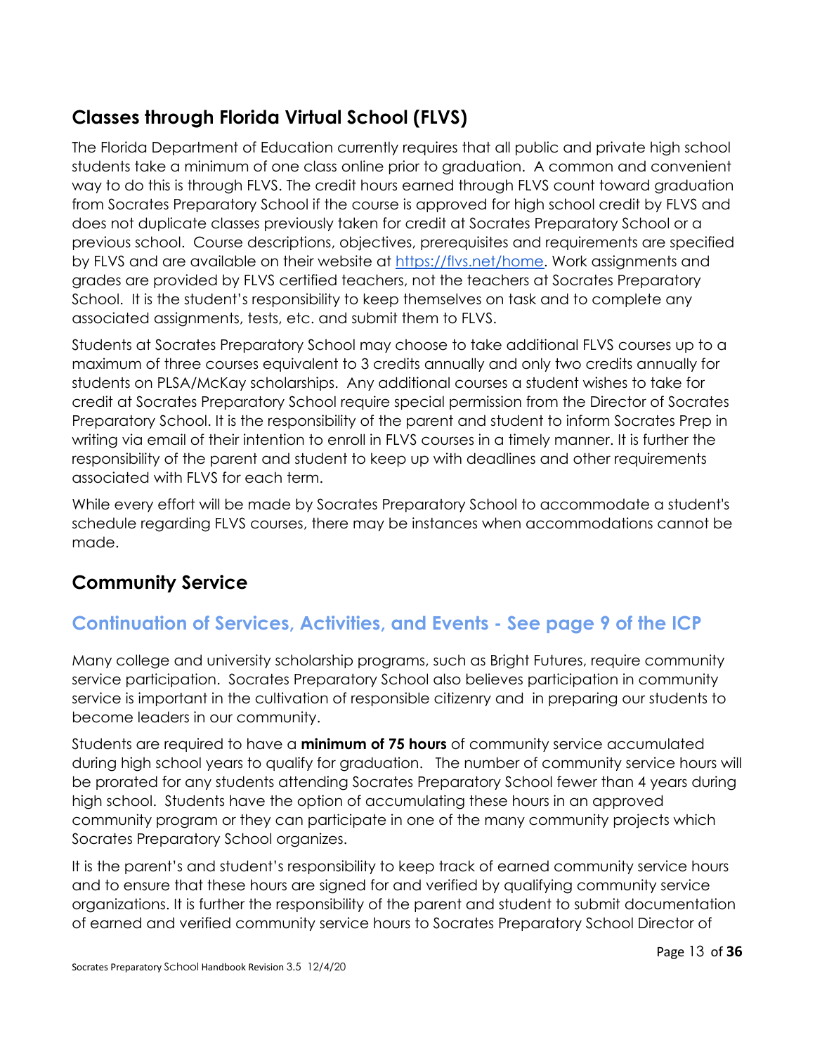## Classes through Florida Virtual School (FLVS)

The Florida Department of Education currently requires that all public and private high school students take a minimum of one class online prior to graduation. A common and convenient way to do this is through FLVS. The credit hours earned through FLVS count toward graduation from Socrates Preparatory School if the course is approved for high school credit by FLVS and does not duplicate classes previously taken for credit at Socrates Preparatory School or a previous school. Course descriptions, objectives, prerequisites and requirements are specified by FLVS and are available on their website at [https://flvs.net/home](https://flvs.net/home). Work assignments and grades are provided by FLVS certified teachers, not the teachers at Socrates Preparatory School. It is the student's responsibility to keep themselves on task and to complete any associated assignments, tests, etc. and submit them to FLVS.

Students at Socrates Preparatory School may choose to take additional FLVS courses up to a maximum of three courses equivalent to 3 credits annually and only two credits annually for students on PLSA/McKay scholarships. Any additional courses a student wishes to take for credit at Socrates Preparatory School require special permission from the Director of Socrates Preparatory School. It is the responsibility of the parent and student to inform Socrates Prep in writing via email of their intention to enroll in FLVS courses in a timely manner. It is further the responsibility of the parent and student to keep up with deadlines and other requirements associated with FLVS for each term.

While every effort will be made by Socrates Preparatory School to accommodate a student's schedule regarding FLVS courses, there may be instances when accommodations cannot be made.

## Community Service

### Continuation of Services, Activities, and Events - See page 9 of the ICP

Many college and university scholarship programs, such as Bright Futures, require community service participation. Socrates Preparatory School also believes participation in community service is important in the cultivation of responsible citizenry and in preparing our students to become leaders in our community.

Students are required to have a **minimum of 75 hours** of community service accumulated during high school years to qualify for graduation. The number of community service hours will be prorated for any students attending Socrates Preparatory School fewer than 4 years during high school. Students have the option of accumulating these hours in an approved community program or they can participate in one of the many community projects which Socrates Preparatory School organizes.

It is the parent's and student's responsibility to keep track of earned community service hours and to ensure that these hours are signed for and verified by qualifying community service organizations. It is further the responsibility of the parent and student to submit documentation of earned and verified community service hours to Socrates Preparatory School Director of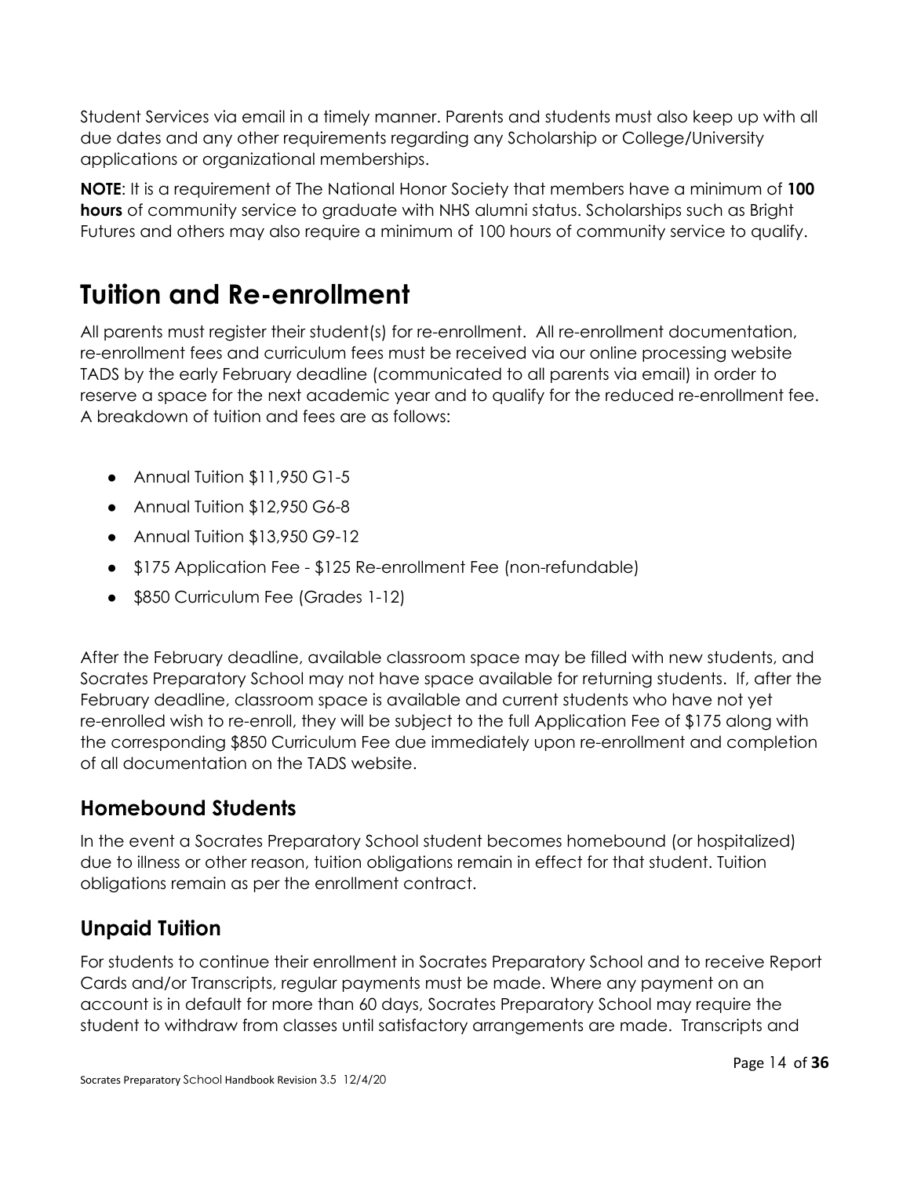Student Services via email in a timely manner. Parents and students must also keep up with all due dates and any other requirements regarding any Scholarship or College/University applications or organizational memberships.

**NOTE**: It is a requirement of The National Honor Society that members have a minimum of **100 hours** of community service to graduate with NHS alumni status. Scholarships such as Bright Futures and others may also require a minimum of 100 hours of community service to qualify.

# Tuition and Re-enrollment

All parents must register their student(s) for re-enrollment. All re-enrollment documentation, re-enrollment fees and curriculum fees must be received via our online processing website TADS by the early February deadline (communicated to all parents via email) in order to reserve a space for the next academic year and to qualify for the reduced re-enrollment fee. A breakdown of tuition and fees are as follows:

- Annual Tuition $11,950 G1-5
- Annual Tuition $12,950 G6-8
- Annual Tuition $13,950 G9-12
- $175 Application Fee - $125 Re-enrollment Fee (non-refundable)
- $850 Curriculum Fee (Grades 1-12)

After the February deadline, available classroom space may be filled with new students, and Socrates Preparatory School may not have space available for returning students. If, after the February deadline, classroom space is available and current students who have not yet re-enrolled wish to re-enroll, they will be subject to the full Application Fee of $175 along with the corresponding $850 Curriculum Fee due immediately upon re-enrollment and completion of all documentation on the TADS website.

## Homebound Students

In the event a Socrates Preparatory School student becomes homebound (or hospitalized) due to illness or other reason, tuition obligations remain in effect for that student. Tuition obligations remain as per the enrollment contract.

## Unpaid Tuition

For students to continue their enrollment in Socrates Preparatory School and to receive Report Cards and/or Transcripts, regular payments must be made. Where any payment on an account is in default for more than 60 days, Socrates Preparatory School may require the student to withdraw from classes until satisfactory arrangements are made. Transcripts and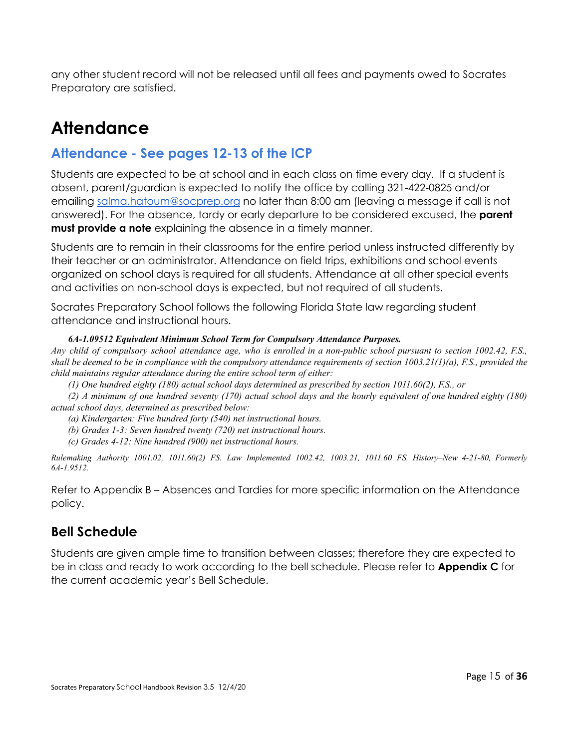any other student record will not be released until all fees and payments owed to Socrates Preparatory are satisfied.

# Attendance

## Attendance - See pages 12-13 of the ICP

Students are expected to be at school and in each class on time every day. If a student is absent, parent/guardian is expected to notify the office by calling 321-422-0825 and/or emailing salma.hatoum@socprep.org no later than 8:00 am (leaving a message if call is not answered). For the absence, tardy or early departure to be considered excused, the **parent must provide a note** explaining the absence in a timely manner.

Students are to remain in their classrooms for the entire period unless instructed differently by their teacher or an administrator. Attendance on field trips, exhibitions and school events organized on school days is required for all students. Attendance at all other special events and activities on non-school days is expected, but not required of all students.

Socrates Preparatory School follows the following Florida State law regarding student attendance and instructional hours.

***6A-1.09512 Equivalent Minimum School Term for Compulsory Attendance Purposes.***

*Any child of compulsory school attendance age, who is enrolled in a non-public school pursuant to section 1002.42, F.S., shall be deemed to be in compliance with the compulsory attendance requirements of section 1003.21(1)(a), F.S., provided the child maintains regular attendance during the entire school term of either:*

*(1) One hundred eighty (180) actual school days determined as prescribed by section 1011.60(2), F.S., or*

*(2) A minimum of one hundred seventy (170) actual school days and the hourly equivalent of one hundred eighty (180) actual school days, determined as prescribed below:*

*(a) Kindergarten: Five hundred forty (540) net instructional hours.*

*(b) Grades 1-3: Seven hundred twenty (720) net instructional hours.*

*(c) Grades 4-12: Nine hundred (900) net instructional hours.*

*Rulemaking Authority 1001.02, 1011.60(2) FS. Law Implemented 1002.42, 1003.21, 1011.60 FS. History–New 4-21-80, Formerly 6A-1.9512.*

Refer to Appendix B – Absences and Tardies for more specific information on the Attendance policy.

## Bell Schedule

Students are given ample time to transition between classes; therefore they are expected to be in class and ready to work according to the bell schedule. Please refer to **Appendix C** for the current academic year's Bell Schedule.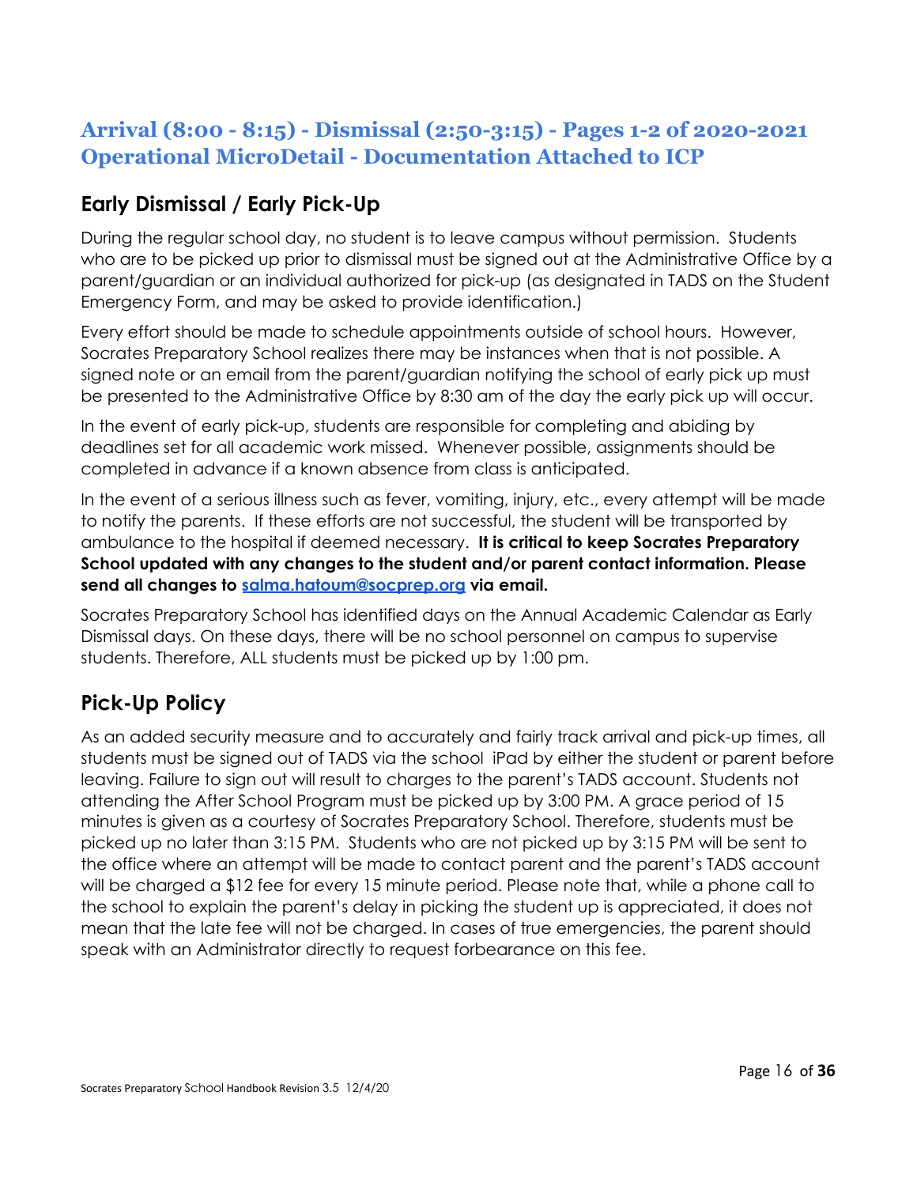# Arrival (8:00 - 8:15) - Dismissal (2:50-3:15) - Pages 1-2 of 2020-2021 Operational MicroDetail - Documentation Attached to ICP

## Early Dismissal / Early Pick-Up

During the regular school day, no student is to leave campus without permission. Students who are to be picked up prior to dismissal must be signed out at the Administrative Office by a parent/guardian or an individual authorized for pick-up (as designated in TADS on the Student Emergency Form, and may be asked to provide identification.)

Every effort should be made to schedule appointments outside of school hours. However, Socrates Preparatory School realizes there may be instances when that is not possible. A signed note or an email from the parent/guardian notifying the school of early pick up must be presented to the Administrative Office by 8:30 am of the day the early pick up will occur.

In the event of early pick-up, students are responsible for completing and abiding by deadlines set for all academic work missed. Whenever possible, assignments should be completed in advance if a known absence from class is anticipated.

In the event of a serious illness such as fever, vomiting, injury, etc., every attempt will be made to notify the parents. If these efforts are not successful, the student will be transported by ambulance to the hospital if deemed necessary. **It is critical to keep Socrates Preparatory School updated with any changes to the student and/or parent contact information. Please send all changes to [salma.hatoum@socprep.org](mailto:salma.hatoum@socprep.org) via email.**

Socrates Preparatory School has identified days on the Annual Academic Calendar as Early Dismissal days. On these days, there will be no school personnel on campus to supervise students. Therefore, ALL students must be picked up by 1:00 pm.

## Pick-Up Policy

As an added security measure and to accurately and fairly track arrival and pick-up times, all students must be signed out of TADS via the school iPad by either the student or parent before leaving. Failure to sign out will result to charges to the parent's TADS account. Students not attending the After School Program must be picked up by 3:00 PM. A grace period of 15 minutes is given as a courtesy of Socrates Preparatory School. Therefore, students must be picked up no later than 3:15 PM. Students who are not picked up by 3:15 PM will be sent to the office where an attempt will be made to contact parent and the parent's TADS account will be charged a $12 fee for every 15 minute period. Please note that, while a phone call to the school to explain the parent's delay in picking the student up is appreciated, it does not mean that the late fee will not be charged. In cases of true emergencies, the parent should speak with an Administrator directly to request forbearance on this fee.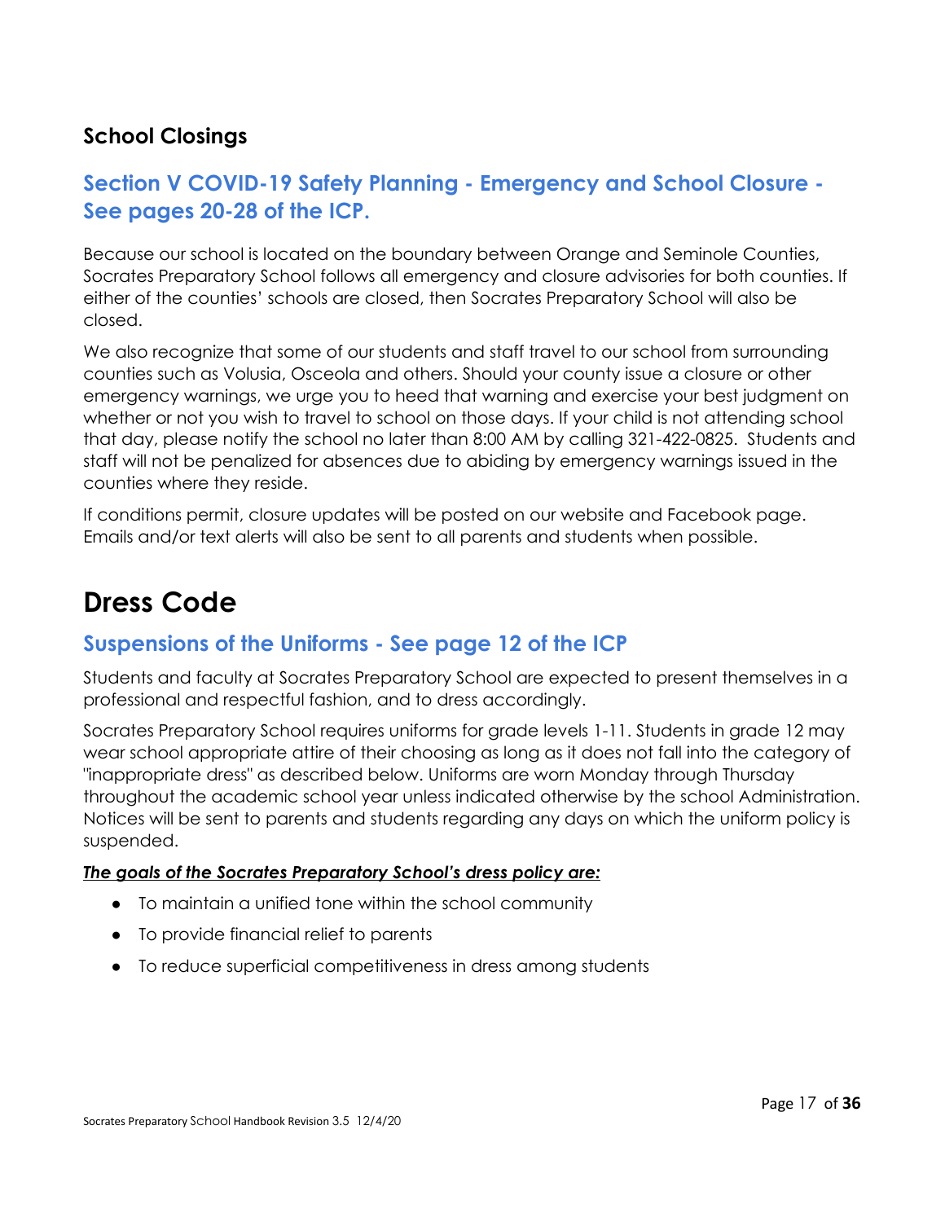### School Closings

### Section V COVID-19 Safety Planning - Emergency and School Closure - See pages 20-28 of the ICP.

Because our school is located on the boundary between Orange and Seminole Counties, Socrates Preparatory School follows all emergency and closure advisories for both counties. If either of the counties' schools are closed, then Socrates Preparatory School will also be closed.

We also recognize that some of our students and staff travel to our school from surrounding counties such as Volusia, Osceola and others. Should your county issue a closure or other emergency warnings, we urge you to heed that warning and exercise your best judgment on whether or not you wish to travel to school on those days. If your child is not attending school that day, please notify the school no later than 8:00 AM by calling 321-422-0825. Students and staff will not be penalized for absences due to abiding by emergency warnings issued in the counties where they reside.

If conditions permit, closure updates will be posted on our website and Facebook page. Emails and/or text alerts will also be sent to all parents and students when possible.

# Dress Code

## Suspensions of the Uniforms - See page 12 of the ICP

Students and faculty at Socrates Preparatory School are expected to present themselves in a professional and respectful fashion, and to dress accordingly.

Socrates Preparatory School requires uniforms for grade levels 1-11. Students in grade 12 may wear school appropriate attire of their choosing as long as it does not fall into the category of "inappropriate dress" as described below. Uniforms are worn Monday through Thursday throughout the academic school year unless indicated otherwise by the school Administration. Notices will be sent to parents and students regarding any days on which the uniform policy is suspended.

***The goals of the Socrates Preparatory School's dress policy are:***

- To maintain a unified tone within the school community
- To provide financial relief to parents
- To reduce superficial competitiveness in dress among students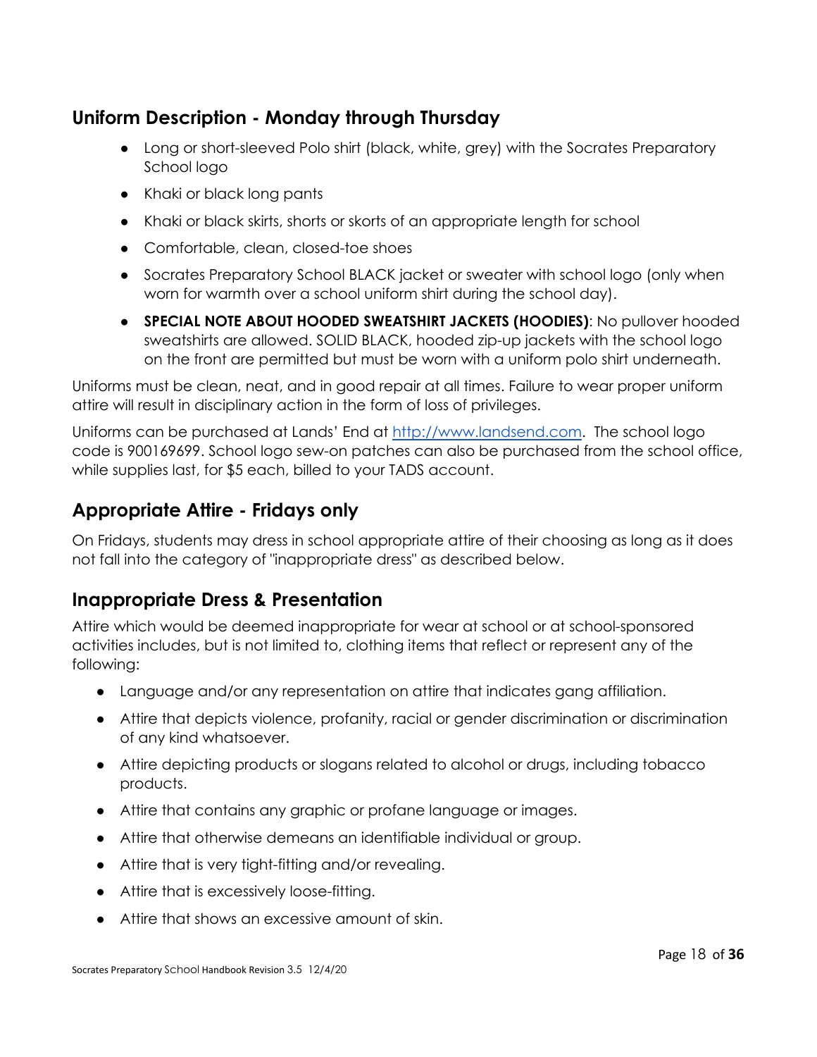## Uniform Description - Monday through Thursday

- Long or short-sleeved Polo shirt (black, white, grey) with the Socrates Preparatory School logo
- Khaki or black long pants
- Khaki or black skirts, shorts or skorts of an appropriate length for school
- Comfortable, clean, closed-toe shoes
- Socrates Preparatory School BLACK jacket or sweater with school logo (only when worn for warmth over a school uniform shirt during the school day).
- **SPECIAL NOTE ABOUT HOODED SWEATSHIRT JACKETS (HOODIES)**: No pullover hooded sweatshirts are allowed. SOLID BLACK, hooded zip-up jackets with the school logo on the front are permitted but must be worn with a uniform polo shirt underneath.

Uniforms must be clean, neat, and in good repair at all times. Failure to wear proper uniform attire will result in disciplinary action in the form of loss of privileges.

Uniforms can be purchased at Lands' End at [http://www.landsend.com](http://www.landsend.com). The school logo code is 900169699. School logo sew-on patches can also be purchased from the school office, while supplies last, for $5 each, billed to your TADS account.

## Appropriate Attire - Fridays only

On Fridays, students may dress in school appropriate attire of their choosing as long as it does not fall into the category of "inappropriate dress" as described below.

## Inappropriate Dress & Presentation

Attire which would be deemed inappropriate for wear at school or at school-sponsored activities includes, but is not limited to, clothing items that reflect or represent any of the following:

- Language and/or any representation on attire that indicates gang affiliation.
- Attire that depicts violence, profanity, racial or gender discrimination or discrimination of any kind whatsoever.
- Attire depicting products or slogans related to alcohol or drugs, including tobacco products.
- Attire that contains any graphic or profane language or images.
- Attire that otherwise demeans an identifiable individual or group.
- Attire that is very tight-fitting and/or revealing.
- Attire that is excessively loose-fitting.
- Attire that shows an excessive amount of skin.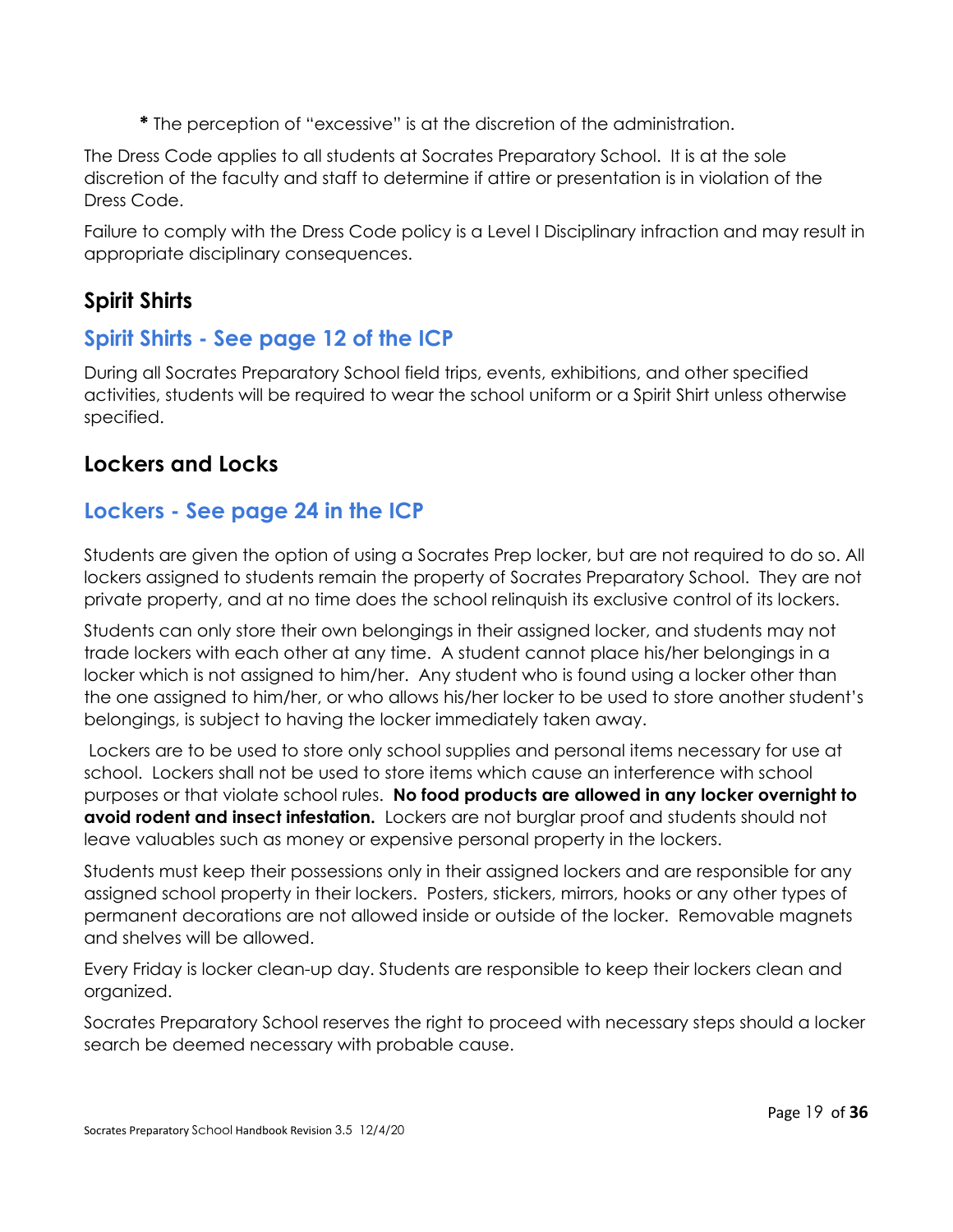**\*** The perception of "excessive" is at the discretion of the administration.

The Dress Code applies to all students at Socrates Preparatory School. It is at the sole discretion of the faculty and staff to determine if attire or presentation is in violation of the Dress Code.

Failure to comply with the Dress Code policy is a Level I Disciplinary infraction and may result in appropriate disciplinary consequences.

## Spirit Shirts

### Spirit Shirts - See page 12 of the ICP

During all Socrates Preparatory School field trips, events, exhibitions, and other specified activities, students will be required to wear the school uniform or a Spirit Shirt unless otherwise specified.

## Lockers and Locks

### Lockers - See page 24 in the ICP

Students are given the option of using a Socrates Prep locker, but are not required to do so. All lockers assigned to students remain the property of Socrates Preparatory School. They are not private property, and at no time does the school relinquish its exclusive control of its lockers.

Students can only store their own belongings in their assigned locker, and students may not trade lockers with each other at any time. A student cannot place his/her belongings in a locker which is not assigned to him/her. Any student who is found using a locker other than the one assigned to him/her, or who allows his/her locker to be used to store another student's belongings, is subject to having the locker immediately taken away.

Lockers are to be used to store only school supplies and personal items necessary for use at school. Lockers shall not be used to store items which cause an interference with school purposes or that violate school rules. **No food products are allowed in any locker overnight to avoid rodent and insect infestation.** Lockers are not burglar proof and students should not leave valuables such as money or expensive personal property in the lockers.

Students must keep their possessions only in their assigned lockers and are responsible for any assigned school property in their lockers. Posters, stickers, mirrors, hooks or any other types of permanent decorations are not allowed inside or outside of the locker. Removable magnets and shelves will be allowed.

Every Friday is locker clean-up day. Students are responsible to keep their lockers clean and organized.

Socrates Preparatory School reserves the right to proceed with necessary steps should a locker search be deemed necessary with probable cause.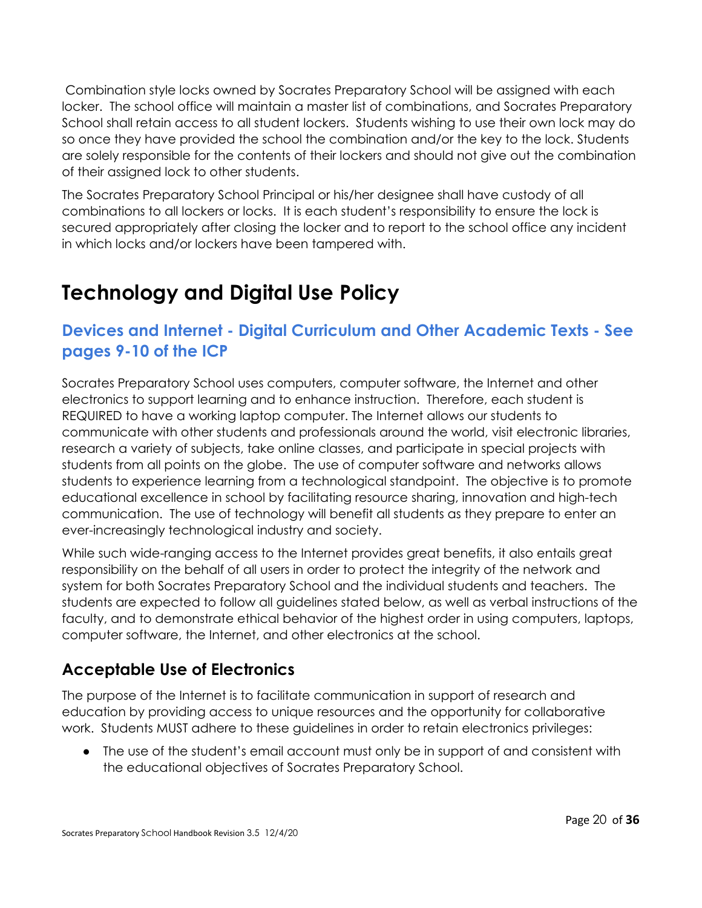Combination style locks owned by Socrates Preparatory School will be assigned with each locker. The school office will maintain a master list of combinations, and Socrates Preparatory School shall retain access to all student lockers. Students wishing to use their own lock may do so once they have provided the school the combination and/or the key to the lock. Students are solely responsible for the contents of their lockers and should not give out the combination of their assigned lock to other students.

The Socrates Preparatory School Principal or his/her designee shall have custody of all combinations to all lockers or locks. It is each student's responsibility to ensure the lock is secured appropriately after closing the locker and to report to the school office any incident in which locks and/or lockers have been tampered with.

# Technology and Digital Use Policy

## Devices and Internet - Digital Curriculum and Other Academic Texts - See pages 9-10 of the ICP

Socrates Preparatory School uses computers, computer software, the Internet and other electronics to support learning and to enhance instruction. Therefore, each student is REQUIRED to have a working laptop computer. The Internet allows our students to communicate with other students and professionals around the world, visit electronic libraries, research a variety of subjects, take online classes, and participate in special projects with students from all points on the globe. The use of computer software and networks allows students to experience learning from a technological standpoint. The objective is to promote educational excellence in school by facilitating resource sharing, innovation and high-tech communication. The use of technology will benefit all students as they prepare to enter an ever-increasingly technological industry and society.

While such wide-ranging access to the Internet provides great benefits, it also entails great responsibility on the behalf of all users in order to protect the integrity of the network and system for both Socrates Preparatory School and the individual students and teachers. The students are expected to follow all guidelines stated below, as well as verbal instructions of the faculty, and to demonstrate ethical behavior of the highest order in using computers, laptops, computer software, the Internet, and other electronics at the school.

### Acceptable Use of Electronics

The purpose of the Internet is to facilitate communication in support of research and education by providing access to unique resources and the opportunity for collaborative work. Students MUST adhere to these guidelines in order to retain electronics privileges:

- The use of the student's email account must only be in support of and consistent with the educational objectives of Socrates Preparatory School.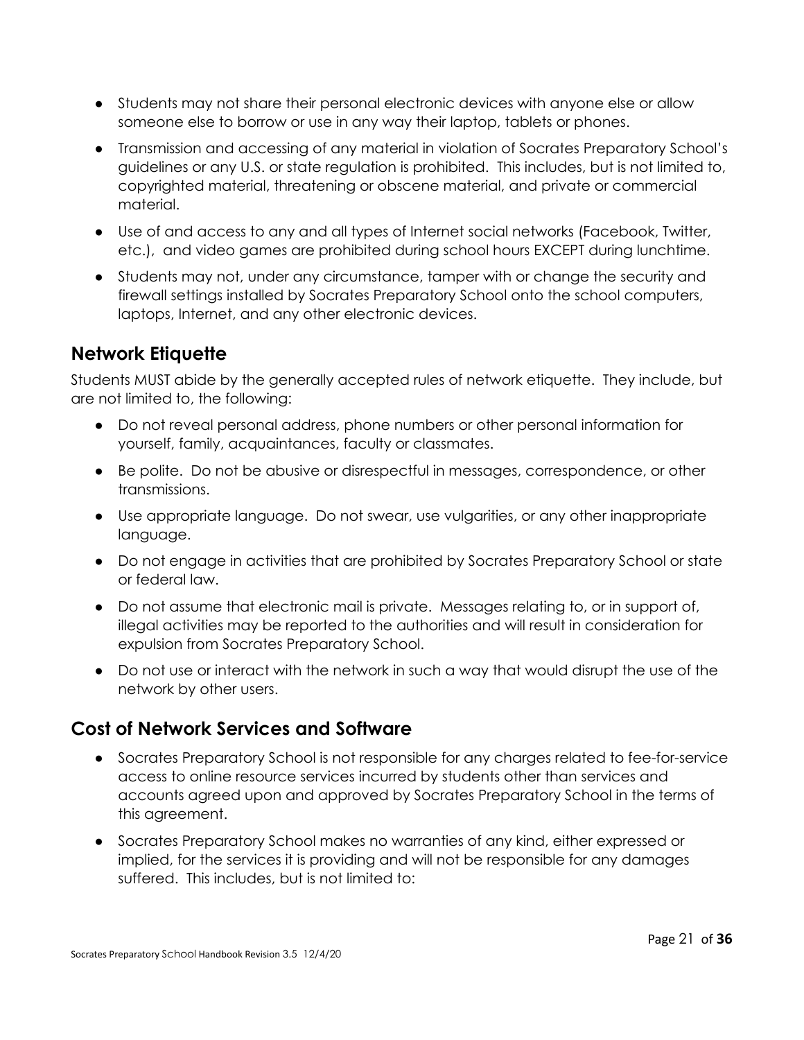- Students may not share their personal electronic devices with anyone else or allow someone else to borrow or use in any way their laptop, tablets or phones.
- Transmission and accessing of any material in violation of Socrates Preparatory School's guidelines or any U.S. or state regulation is prohibited. This includes, but is not limited to, copyrighted material, threatening or obscene material, and private or commercial material.
- Use of and access to any and all types of Internet social networks (Facebook, Twitter, etc.), and video games are prohibited during school hours EXCEPT during lunchtime.
- Students may not, under any circumstance, tamper with or change the security and firewall settings installed by Socrates Preparatory School onto the school computers, laptops, Internet, and any other electronic devices.

## Network Etiquette

Students MUST abide by the generally accepted rules of network etiquette. They include, but are not limited to, the following:

- Do not reveal personal address, phone numbers or other personal information for yourself, family, acquaintances, faculty or classmates.
- Be polite. Do not be abusive or disrespectful in messages, correspondence, or other transmissions.
- Use appropriate language. Do not swear, use vulgarities, or any other inappropriate language.
- Do not engage in activities that are prohibited by Socrates Preparatory School or state or federal law.
- Do not assume that electronic mail is private. Messages relating to, or in support of, illegal activities may be reported to the authorities and will result in consideration for expulsion from Socrates Preparatory School.
- Do not use or interact with the network in such a way that would disrupt the use of the network by other users.

## Cost of Network Services and Software

- Socrates Preparatory School is not responsible for any charges related to fee-for-service access to online resource services incurred by students other than services and accounts agreed upon and approved by Socrates Preparatory School in the terms of this agreement.
- Socrates Preparatory School makes no warranties of any kind, either expressed or implied, for the services it is providing and will not be responsible for any damages suffered. This includes, but is not limited to: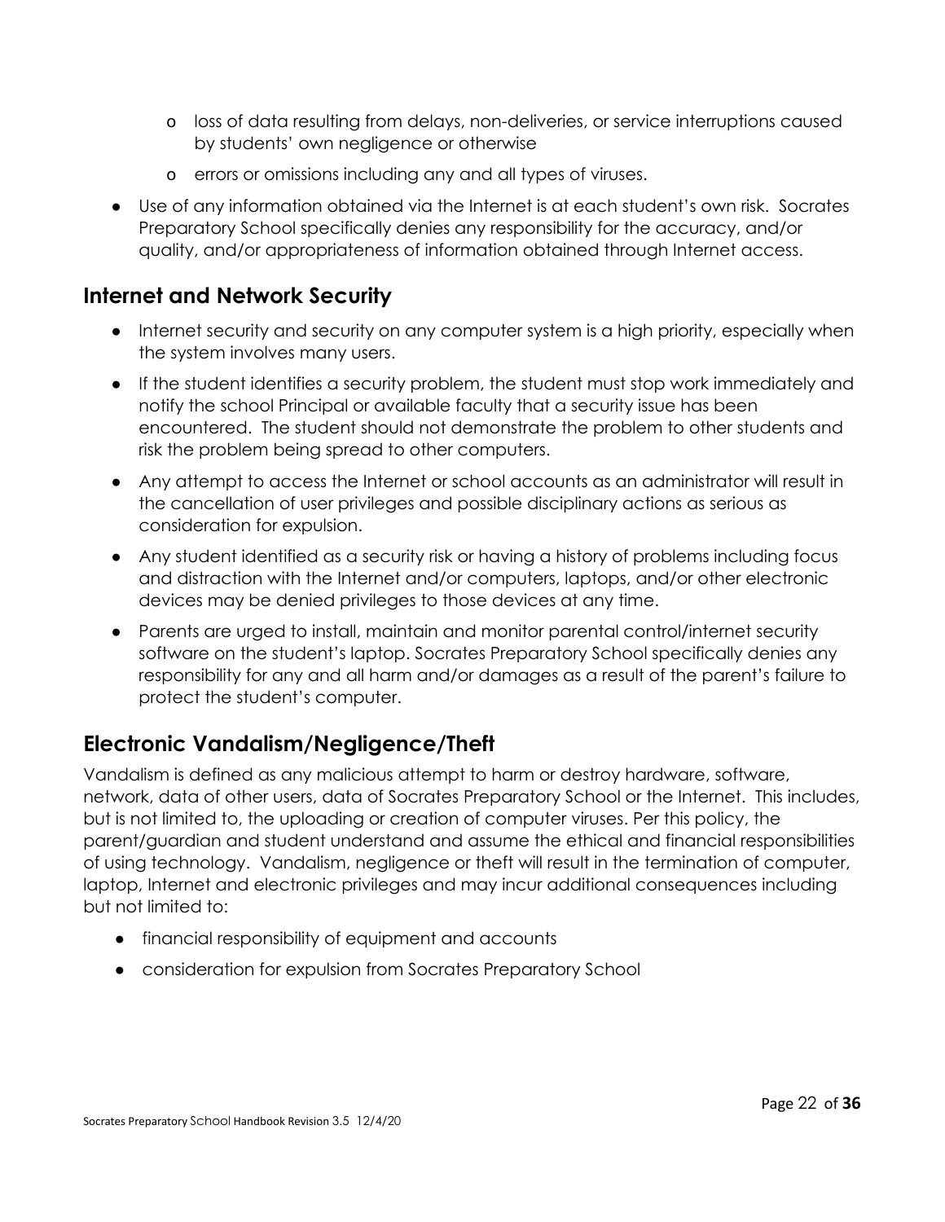- loss of data resulting from delays, non-deliveries, or service interruptions caused by students' own negligence or otherwise
  - errors or omissions including any and all types of viruses.
- Use of any information obtained via the Internet is at each student's own risk. Socrates Preparatory School specifically denies any responsibility for the accuracy, and/or quality, and/or appropriateness of information obtained through Internet access.

## Internet and Network Security

- Internet security and security on any computer system is a high priority, especially when the system involves many users.
- If the student identifies a security problem, the student must stop work immediately and notify the school Principal or available faculty that a security issue has been encountered. The student should not demonstrate the problem to other students and risk the problem being spread to other computers.
- Any attempt to access the Internet or school accounts as an administrator will result in the cancellation of user privileges and possible disciplinary actions as serious as consideration for expulsion.
- Any student identified as a security risk or having a history of problems including focus and distraction with the Internet and/or computers, laptops, and/or other electronic devices may be denied privileges to those devices at any time.
- Parents are urged to install, maintain and monitor parental control/internet security software on the student's laptop. Socrates Preparatory School specifically denies any responsibility for any and all harm and/or damages as a result of the parent's failure to protect the student's computer.

## Electronic Vandalism/Negligence/Theft

Vandalism is defined as any malicious attempt to harm or destroy hardware, software, network, data of other users, data of Socrates Preparatory School or the Internet. This includes, but is not limited to, the uploading or creation of computer viruses. Per this policy, the parent/guardian and student understand and assume the ethical and financial responsibilities of using technology. Vandalism, negligence or theft will result in the termination of computer, laptop, Internet and electronic privileges and may incur additional consequences including but not limited to:

- financial responsibility of equipment and accounts
- consideration for expulsion from Socrates Preparatory School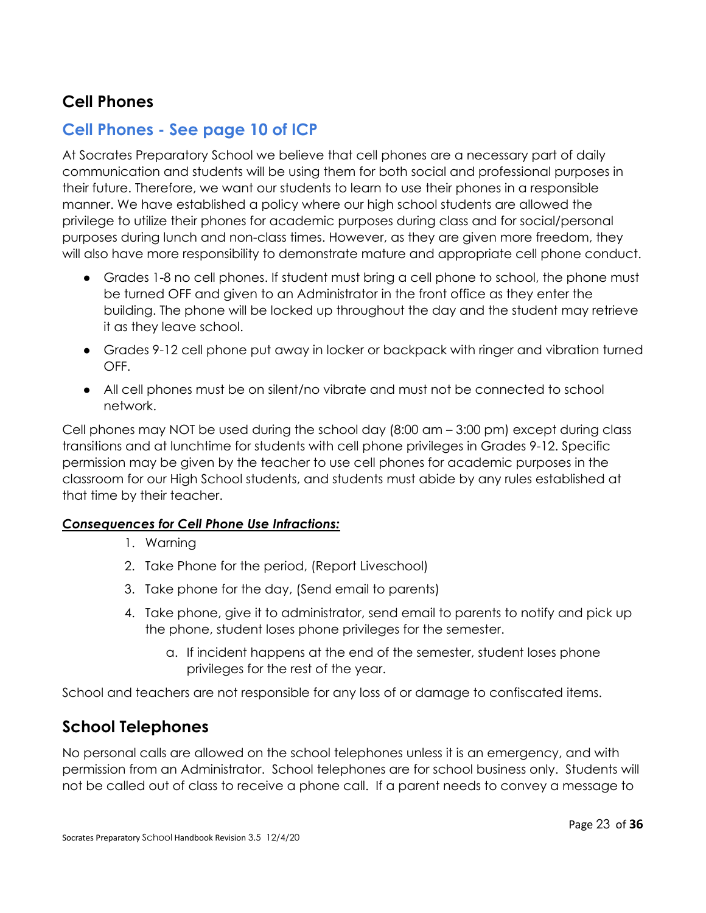## Cell Phones

## Cell Phones - See page 10 of ICP

At Socrates Preparatory School we believe that cell phones are a necessary part of daily communication and students will be using them for both social and professional purposes in their future. Therefore, we want our students to learn to use their phones in a responsible manner. We have established a policy where our high school students are allowed the privilege to utilize their phones for academic purposes during class and for social/personal purposes during lunch and non-class times. However, as they are given more freedom, they will also have more responsibility to demonstrate mature and appropriate cell phone conduct.

- Grades 1-8 no cell phones. If student must bring a cell phone to school, the phone must be turned OFF and given to an Administrator in the front office as they enter the building. The phone will be locked up throughout the day and the student may retrieve it as they leave school.
- Grades 9-12 cell phone put away in locker or backpack with ringer and vibration turned OFF.
- All cell phones must be on silent/no vibrate and must not be connected to school network.

Cell phones may NOT be used during the school day (8:00 am – 3:00 pm) except during class transitions and at lunchtime for students with cell phone privileges in Grades 9-12. Specific permission may be given by the teacher to use cell phones for academic purposes in the classroom for our High School students, and students must abide by any rules established at that time by their teacher.

***Consequences for Cell Phone Use Infractions:***

1. Warning
2. Take Phone for the period, (Report Liveschool)
3. Take phone for the day, (Send email to parents)
4. Take phone, give it to administrator, send email to parents to notify and pick up the phone, student loses phone privileges for the semester.
    a. If incident happens at the end of the semester, student loses phone privileges for the rest of the year.

School and teachers are not responsible for any loss of or damage to confiscated items.

## School Telephones

No personal calls are allowed on the school telephones unless it is an emergency, and with permission from an Administrator. School telephones are for school business only. Students will not be called out of class to receive a phone call. If a parent needs to convey a message to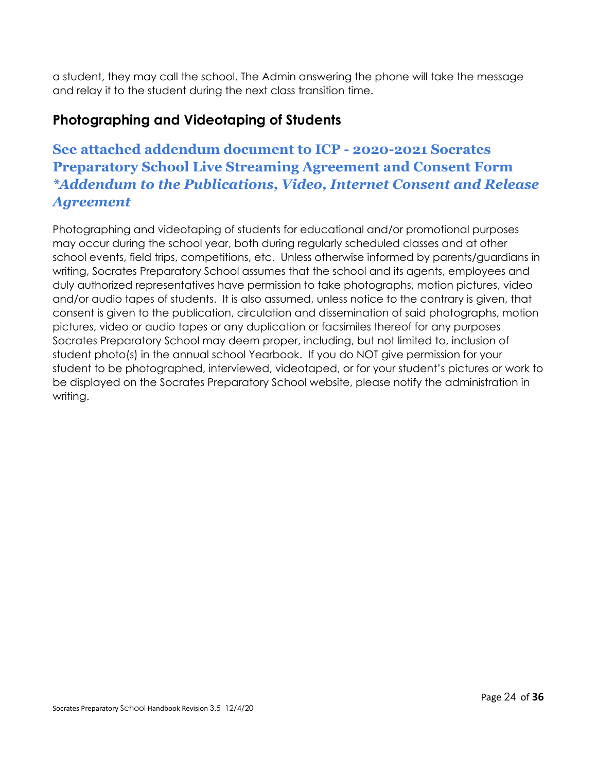a student, they may call the school. The Admin answering the phone will take the message and relay it to the student during the next class transition time.

## Photographing and Videotaping of Students

### See attached addendum document to ICP - 2020-2021 Socrates Preparatory School Live Streaming Agreement and Consent Form *\*Addendum to the Publications, Video, Internet Consent and Release Agreement*

Photographing and videotaping of students for educational and/or promotional purposes may occur during the school year, both during regularly scheduled classes and at other school events, field trips, competitions, etc. Unless otherwise informed by parents/guardians in writing, Socrates Preparatory School assumes that the school and its agents, employees and duly authorized representatives have permission to take photographs, motion pictures, video and/or audio tapes of students. It is also assumed, unless notice to the contrary is given, that consent is given to the publication, circulation and dissemination of said photographs, motion pictures, video or audio tapes or any duplication or facsimiles thereof for any purposes Socrates Preparatory School may deem proper, including, but not limited to, inclusion of student photo(s) in the annual school Yearbook. If you do NOT give permission for your student to be photographed, interviewed, videotaped, or for your student's pictures or work to be displayed on the Socrates Preparatory School website, please notify the administration in writing.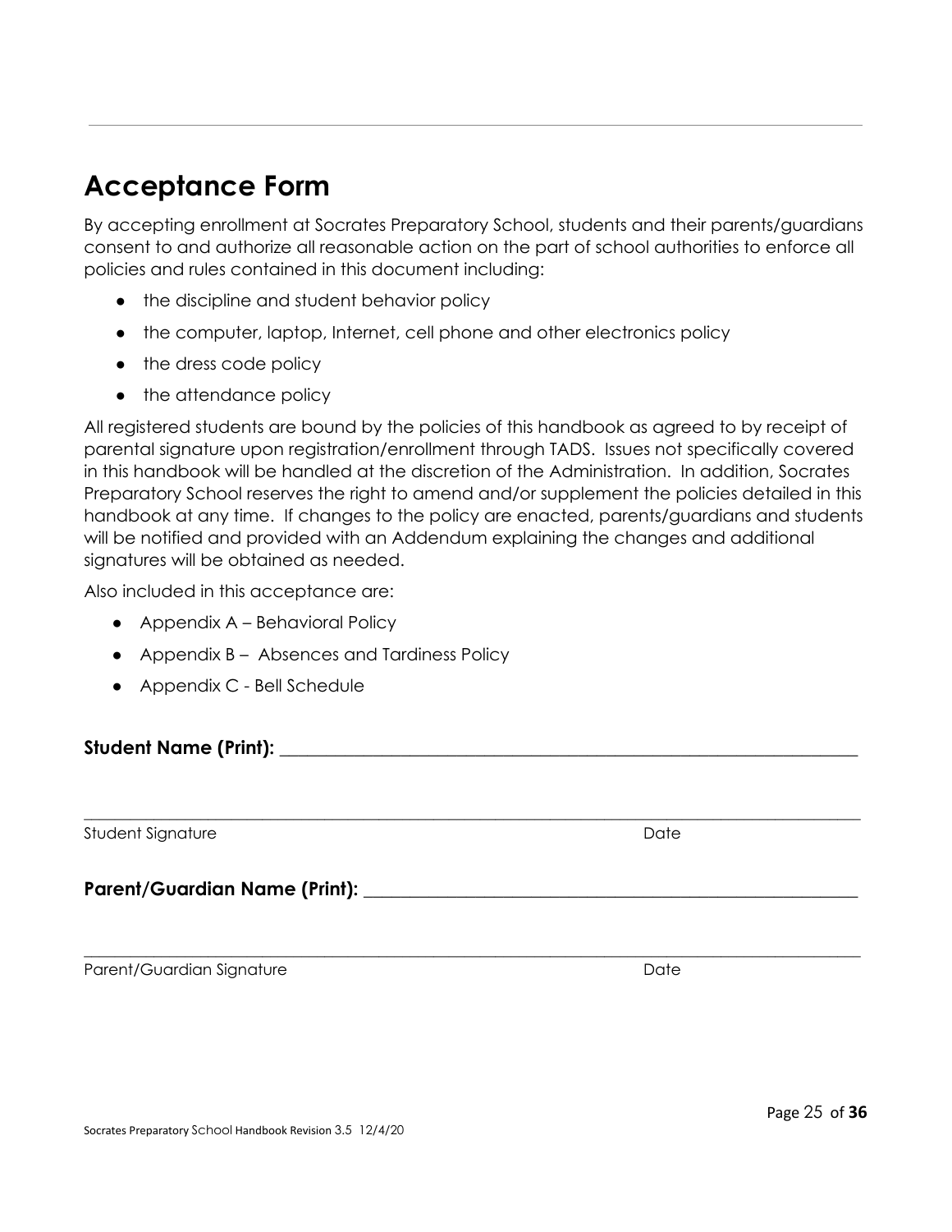# Acceptance Form

By accepting enrollment at Socrates Preparatory School, students and their parents/guardians consent to and authorize all reasonable action on the part of school authorities to enforce all policies and rules contained in this document including:

- the discipline and student behavior policy
- the computer, laptop, Internet, cell phone and other electronics policy
- the dress code policy
- the attendance policy

All registered students are bound by the policies of this handbook as agreed to by receipt of parental signature upon registration/enrollment through TADS. Issues not specifically covered in this handbook will be handled at the discretion of the Administration. In addition, Socrates Preparatory School reserves the right to amend and/or supplement the policies detailed in this handbook at any time. If changes to the policy are enacted, parents/guardians and students will be notified and provided with an Addendum explaining the changes and additional signatures will be obtained as needed.

Also included in this acceptance are:

- Appendix A – Behavioral Policy
- Appendix B – Absences and Tardiness Policy
- Appendix C - Bell Schedule

**Student Name (Print):** ______________________________________________________________

______________________________________________________________________________________

Student Signature Date

**Parent/Guardian Name (Print):** ______________________________________________________

______________________________________________________________________________________

Parent/Guardian Signature Date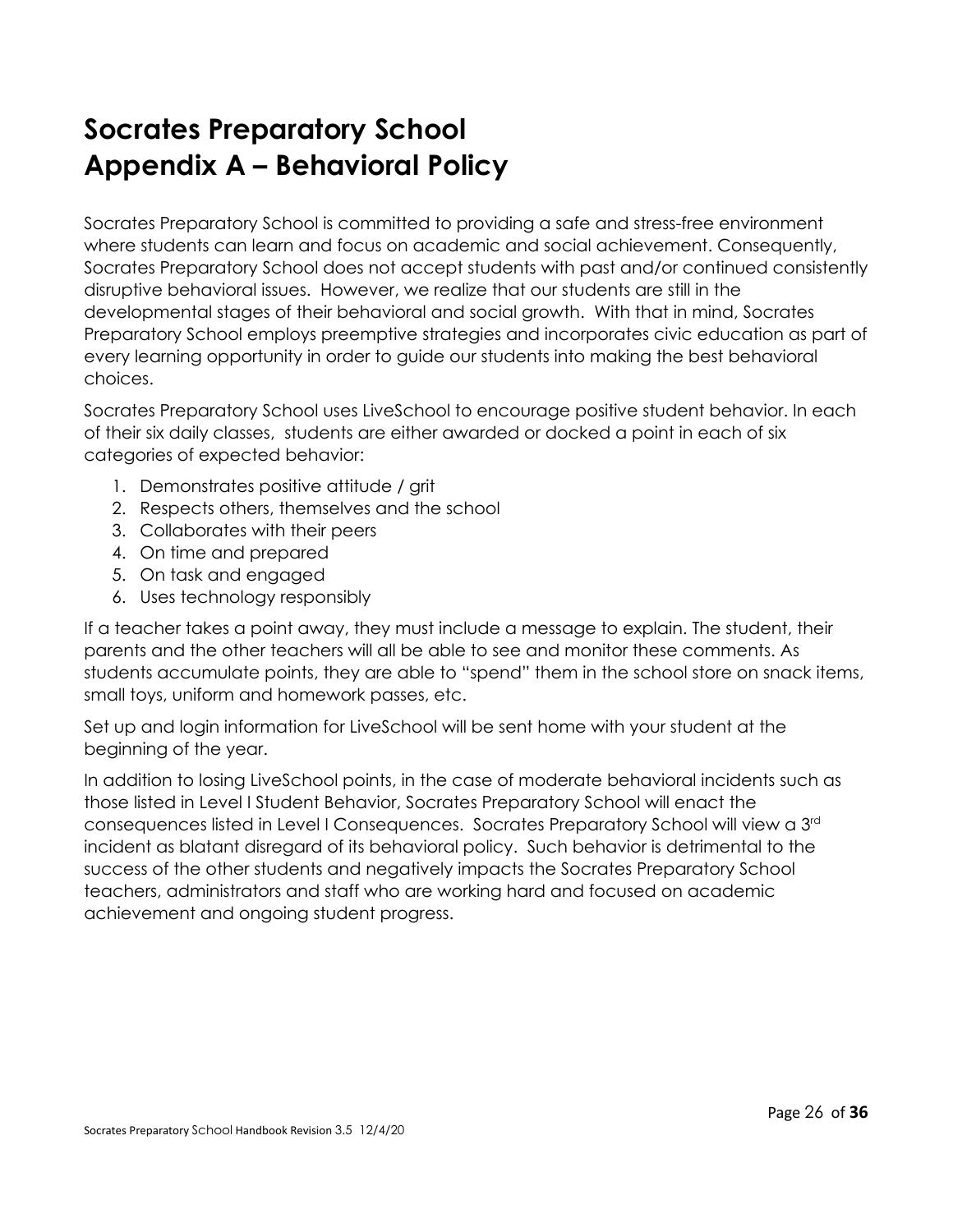# Socrates Preparatory School
# Appendix A – Behavioral Policy

Socrates Preparatory School is committed to providing a safe and stress-free environment where students can learn and focus on academic and social achievement. Consequently, Socrates Preparatory School does not accept students with past and/or continued consistently disruptive behavioral issues. However, we realize that our students are still in the developmental stages of their behavioral and social growth. With that in mind, Socrates Preparatory School employs preemptive strategies and incorporates civic education as part of every learning opportunity in order to guide our students into making the best behavioral choices.

Socrates Preparatory School uses LiveSchool to encourage positive student behavior. In each of their six daily classes, students are either awarded or docked a point in each of six categories of expected behavior:

1. Demonstrates positive attitude / grit
2. Respects others, themselves and the school
3. Collaborates with their peers
4. On time and prepared
5. On task and engaged
6. Uses technology responsibly

If a teacher takes a point away, they must include a message to explain. The student, their parents and the other teachers will all be able to see and monitor these comments. As students accumulate points, they are able to "spend" them in the school store on snack items, small toys, uniform and homework passes, etc.

Set up and login information for LiveSchool will be sent home with your student at the beginning of the year.

In addition to losing LiveSchool points, in the case of moderate behavioral incidents such as those listed in Level I Student Behavior, Socrates Preparatory School will enact the consequences listed in Level I Consequences. Socrates Preparatory School will view a 3rd incident as blatant disregard of its behavioral policy. Such behavior is detrimental to the success of the other students and negatively impacts the Socrates Preparatory School teachers, administrators and staff who are working hard and focused on academic achievement and ongoing student progress.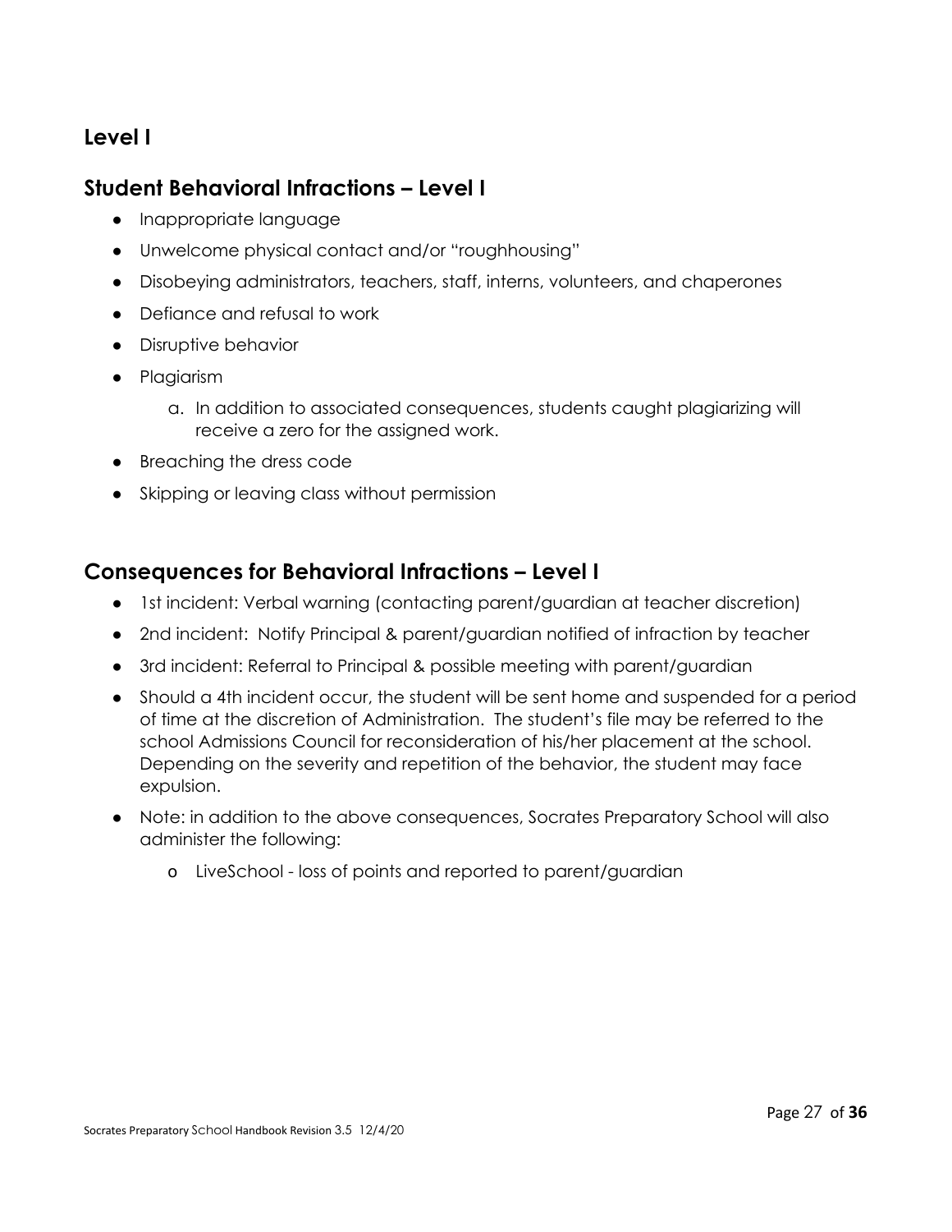## Level I

## Student Behavioral Infractions – Level I

- Inappropriate language
- Unwelcome physical contact and/or "roughhousing"
- Disobeying administrators, teachers, staff, interns, volunteers, and chaperones
- Defiance and refusal to work
- Disruptive behavior
- Plagiarism
    a. In addition to associated consequences, students caught plagiarizing will receive a zero for the assigned work.
- Breaching the dress code
- Skipping or leaving class without permission

## Consequences for Behavioral Infractions – Level I

- 1st incident: Verbal warning (contacting parent/guardian at teacher discretion)
- 2nd incident: Notify Principal & parent/guardian notified of infraction by teacher
- 3rd incident: Referral to Principal & possible meeting with parent/guardian
- Should a 4th incident occur, the student will be sent home and suspended for a period of time at the discretion of Administration. The student's file may be referred to the school Admissions Council for reconsideration of his/her placement at the school. Depending on the severity and repetition of the behavior, the student may face expulsion.
- Note: in addition to the above consequences, Socrates Preparatory School will also administer the following:
    - LiveSchool - loss of points and reported to parent/guardian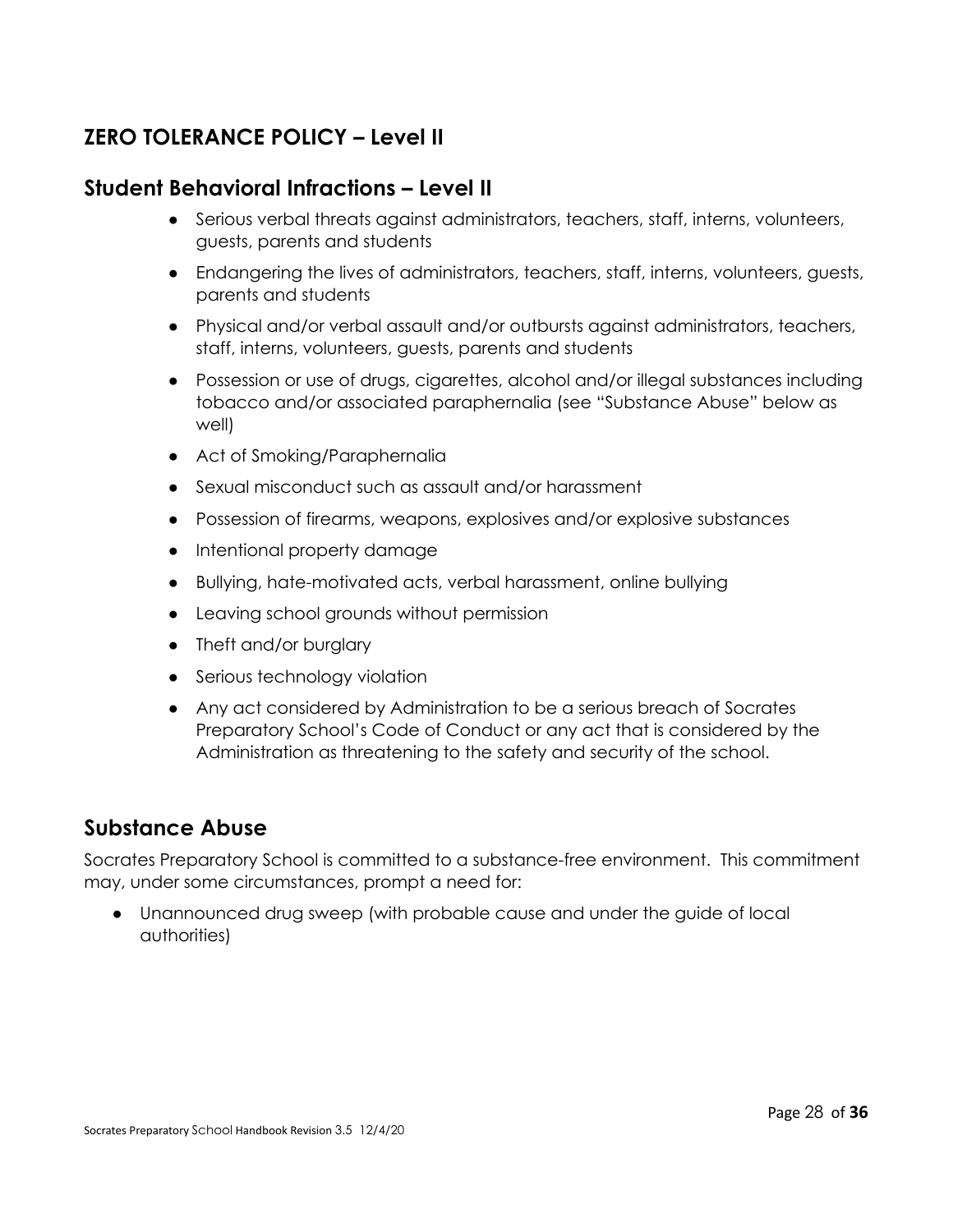## ZERO TOLERANCE POLICY – Level II

## Student Behavioral Infractions – Level II

- Serious verbal threats against administrators, teachers, staff, interns, volunteers, guests, parents and students
- Endangering the lives of administrators, teachers, staff, interns, volunteers, guests, parents and students
- Physical and/or verbal assault and/or outbursts against administrators, teachers, staff, interns, volunteers, guests, parents and students
- Possession or use of drugs, cigarettes, alcohol and/or illegal substances including tobacco and/or associated paraphernalia (see "Substance Abuse" below as well)
- Act of Smoking/Paraphernalia
- Sexual misconduct such as assault and/or harassment
- Possession of firearms, weapons, explosives and/or explosive substances
- Intentional property damage
- Bullying, hate-motivated acts, verbal harassment, online bullying
- Leaving school grounds without permission
- Theft and/or burglary
- Serious technology violation
- Any act considered by Administration to be a serious breach of Socrates Preparatory School's Code of Conduct or any act that is considered by the Administration as threatening to the safety and security of the school.

## Substance Abuse

Socrates Preparatory School is committed to a substance-free environment. This commitment may, under some circumstances, prompt a need for:

- Unannounced drug sweep (with probable cause and under the guide of local authorities)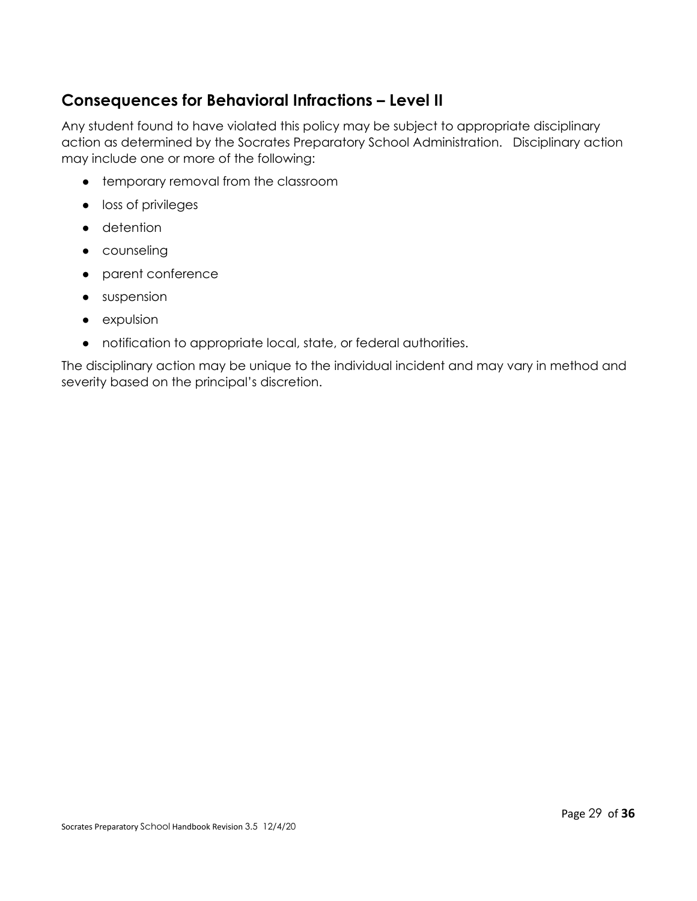## Consequences for Behavioral Infractions – Level II

Any student found to have violated this policy may be subject to appropriate disciplinary action as determined by the Socrates Preparatory School Administration. Disciplinary action may include one or more of the following:

- temporary removal from the classroom
- loss of privileges
- detention
- counseling
- parent conference
- suspension
- expulsion
- notification to appropriate local, state, or federal authorities.

The disciplinary action may be unique to the individual incident and may vary in method and severity based on the principal's discretion.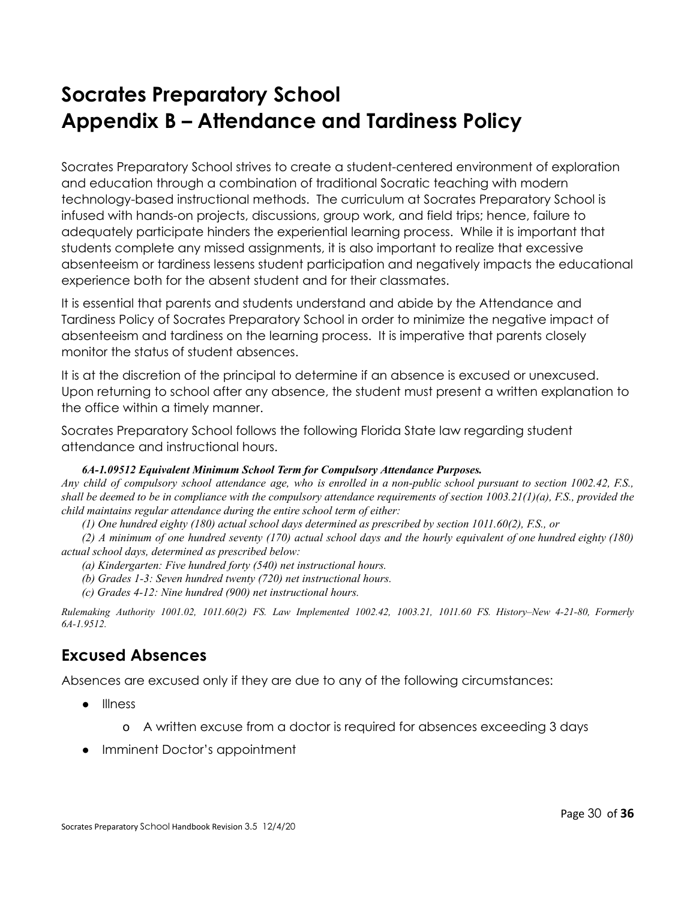# Socrates Preparatory School
# Appendix B – Attendance and Tardiness Policy

Socrates Preparatory School strives to create a student-centered environment of exploration and education through a combination of traditional Socratic teaching with modern technology-based instructional methods. The curriculum at Socrates Preparatory School is infused with hands-on projects, discussions, group work, and field trips; hence, failure to adequately participate hinders the experiential learning process. While it is important that students complete any missed assignments, it is also important to realize that excessive absenteeism or tardiness lessens student participation and negatively impacts the educational experience both for the absent student and for their classmates.

It is essential that parents and students understand and abide by the Attendance and Tardiness Policy of Socrates Preparatory School in order to minimize the negative impact of absenteeism and tardiness on the learning process. It is imperative that parents closely monitor the status of student absences.

It is at the discretion of the principal to determine if an absence is excused or unexcused. Upon returning to school after any absence, the student must present a written explanation to the office within a timely manner.

Socrates Preparatory School follows the following Florida State law regarding student attendance and instructional hours.

***6A-1.09512 Equivalent Minimum School Term for Compulsory Attendance Purposes.***

*Any child of compulsory school attendance age, who is enrolled in a non-public school pursuant to section 1002.42, F.S., shall be deemed to be in compliance with the compulsory attendance requirements of section 1003.21(1)(a), F.S., provided the child maintains regular attendance during the entire school term of either:*

*(1) One hundred eighty (180) actual school days determined as prescribed by section 1011.60(2), F.S., or*

*(2) A minimum of one hundred seventy (170) actual school days and the hourly equivalent of one hundred eighty (180) actual school days, determined as prescribed below:*

*(a) Kindergarten: Five hundred forty (540) net instructional hours.*

*(b) Grades 1-3: Seven hundred twenty (720) net instructional hours.*

*(c) Grades 4-12: Nine hundred (900) net instructional hours.*

*Rulemaking Authority 1001.02, 1011.60(2) FS. Law Implemented 1002.42, 1003.21, 1011.60 FS. History–New 4-21-80, Formerly 6A-1.9512.*

## Excused Absences

Absences are excused only if they are due to any of the following circumstances:

- Illness
  - A written excuse from a doctor is required for absences exceeding 3 days
- Imminent Doctor's appointment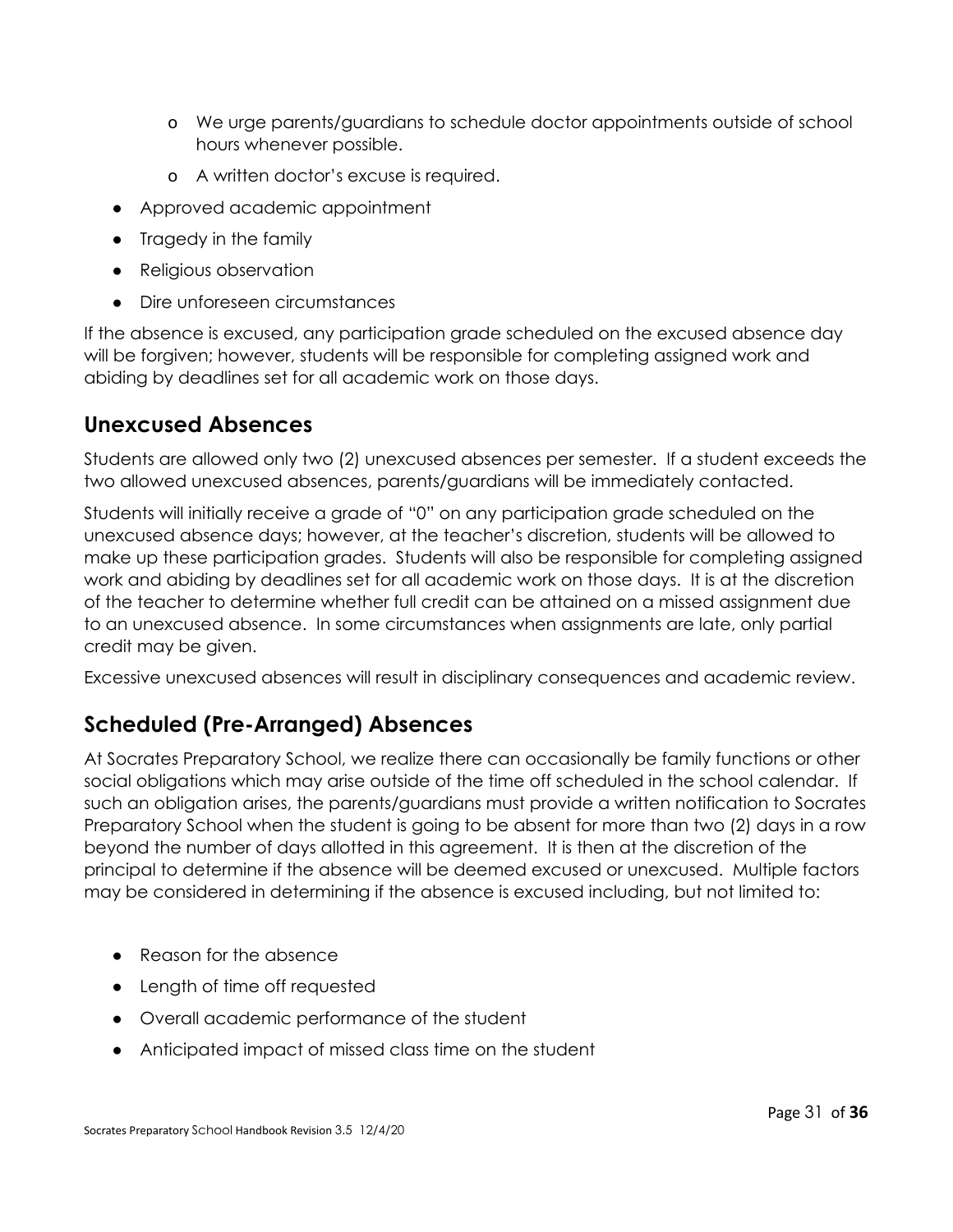- We urge parents/guardians to schedule doctor appointments outside of school hours whenever possible.
  - A written doctor's excuse is required.
- Approved academic appointment
- Tragedy in the family
- Religious observation
- Dire unforeseen circumstances

If the absence is excused, any participation grade scheduled on the excused absence day will be forgiven; however, students will be responsible for completing assigned work and abiding by deadlines set for all academic work on those days.

## Unexcused Absences

Students are allowed only two (2) unexcused absences per semester. If a student exceeds the two allowed unexcused absences, parents/guardians will be immediately contacted.

Students will initially receive a grade of "0" on any participation grade scheduled on the unexcused absence days; however, at the teacher's discretion, students will be allowed to make up these participation grades. Students will also be responsible for completing assigned work and abiding by deadlines set for all academic work on those days. It is at the discretion of the teacher to determine whether full credit can be attained on a missed assignment due to an unexcused absence. In some circumstances when assignments are late, only partial credit may be given.

Excessive unexcused absences will result in disciplinary consequences and academic review.

## Scheduled (Pre-Arranged) Absences

At Socrates Preparatory School, we realize there can occasionally be family functions or other social obligations which may arise outside of the time off scheduled in the school calendar. If such an obligation arises, the parents/guardians must provide a written notification to Socrates Preparatory School when the student is going to be absent for more than two (2) days in a row beyond the number of days allotted in this agreement. It is then at the discretion of the principal to determine if the absence will be deemed excused or unexcused. Multiple factors may be considered in determining if the absence is excused including, but not limited to:

- Reason for the absence
- Length of time off requested
- Overall academic performance of the student
- Anticipated impact of missed class time on the student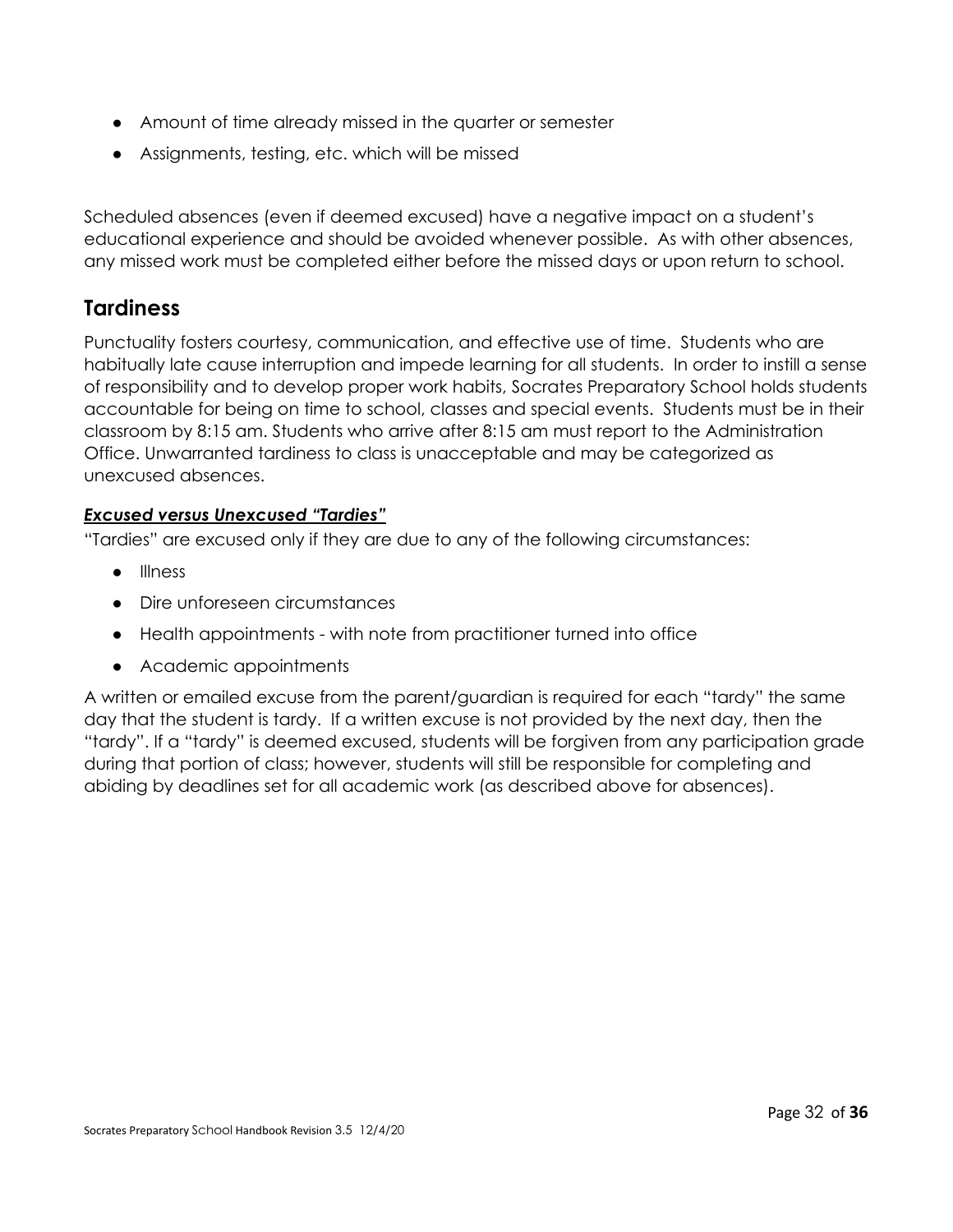- Amount of time already missed in the quarter or semester
- Assignments, testing, etc. which will be missed

Scheduled absences (even if deemed excused) have a negative impact on a student's educational experience and should be avoided whenever possible. As with other absences, any missed work must be completed either before the missed days or upon return to school.

## Tardiness

Punctuality fosters courtesy, communication, and effective use of time. Students who are habitually late cause interruption and impede learning for all students. In order to instill a sense of responsibility and to develop proper work habits, Socrates Preparatory School holds students accountable for being on time to school, classes and special events. Students must be in their classroom by 8:15 am. Students who arrive after 8:15 am must report to the Administration Office. Unwarranted tardiness to class is unacceptable and may be categorized as unexcused absences.

***Excused versus Unexcused "Tardies"***

"Tardies" are excused only if they are due to any of the following circumstances:

- Illness
- Dire unforeseen circumstances
- Health appointments - with note from practitioner turned into office
- Academic appointments

A written or emailed excuse from the parent/guardian is required for each "tardy" the same day that the student is tardy. If a written excuse is not provided by the next day, then the "tardy". If a "tardy" is deemed excused, students will be forgiven from any participation grade during that portion of class; however, students will still be responsible for completing and abiding by deadlines set for all academic work (as described above for absences).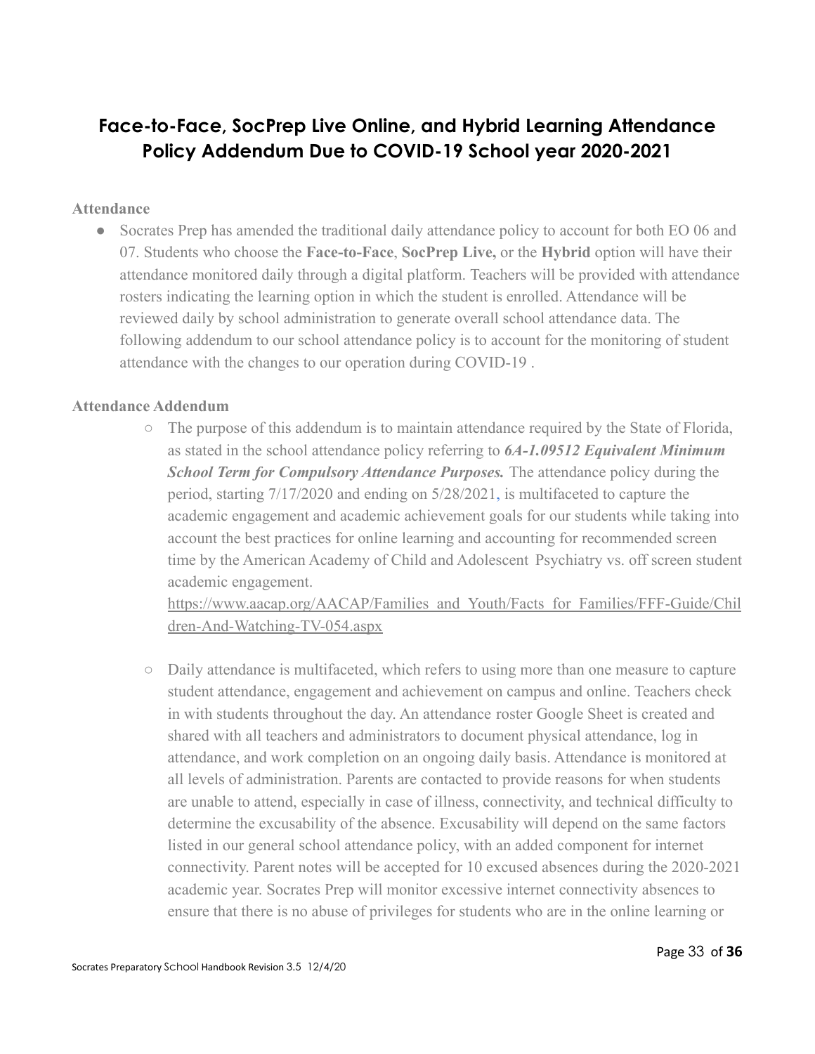## Face-to-Face, SocPrep Live Online, and Hybrid Learning Attendance Policy Addendum Due to COVID-19 School year 2020-2021

**Attendance**

- Socrates Prep has amended the traditional daily attendance policy to account for both EO 06 and 07. Students who choose the **Face-to-Face**, **SocPrep Live,** or the **Hybrid** option will have their attendance monitored daily through a digital platform. Teachers will be provided with attendance rosters indicating the learning option in which the student is enrolled. Attendance will be reviewed daily by school administration to generate overall school attendance data. The following addendum to our school attendance policy is to account for the monitoring of student attendance with the changes to our operation during COVID-19 .

**Attendance Addendum**

- The purpose of this addendum is to maintain attendance required by the State of Florida, as stated in the school attendance policy referring to ***6A-1.09512 Equivalent Minimum School Term for Compulsory Attendance Purposes.*** The attendance policy during the period, starting 7/17/2020 and ending on 5/28/2021, is multifaceted to capture the academic engagement and academic achievement goals for our students while taking into account the best practices for online learning and accounting for recommended screen time by the American Academy of Child and Adolescent Psychiatry vs. off screen student academic engagement. https://www.aacap.org/AACAP/Families_and_Youth/Facts_for_Families/FFF-Guide/Children-And-Watching-TV-054.aspx

- Daily attendance is multifaceted, which refers to using more than one measure to capture student attendance, engagement and achievement on campus and online. Teachers check in with students throughout the day. An attendance roster Google Sheet is created and shared with all teachers and administrators to document physical attendance, log in attendance, and work completion on an ongoing daily basis. Attendance is monitored at all levels of administration. Parents are contacted to provide reasons for when students are unable to attend, especially in case of illness, connectivity, and technical difficulty to determine the excusability of the absence. Excusability will depend on the same factors listed in our general school attendance policy, with an added component for internet connectivity. Parent notes will be accepted for 10 excused absences during the 2020-2021 academic year. Socrates Prep will monitor excessive internet connectivity absences to ensure that there is no abuse of privileges for students who are in the online learning or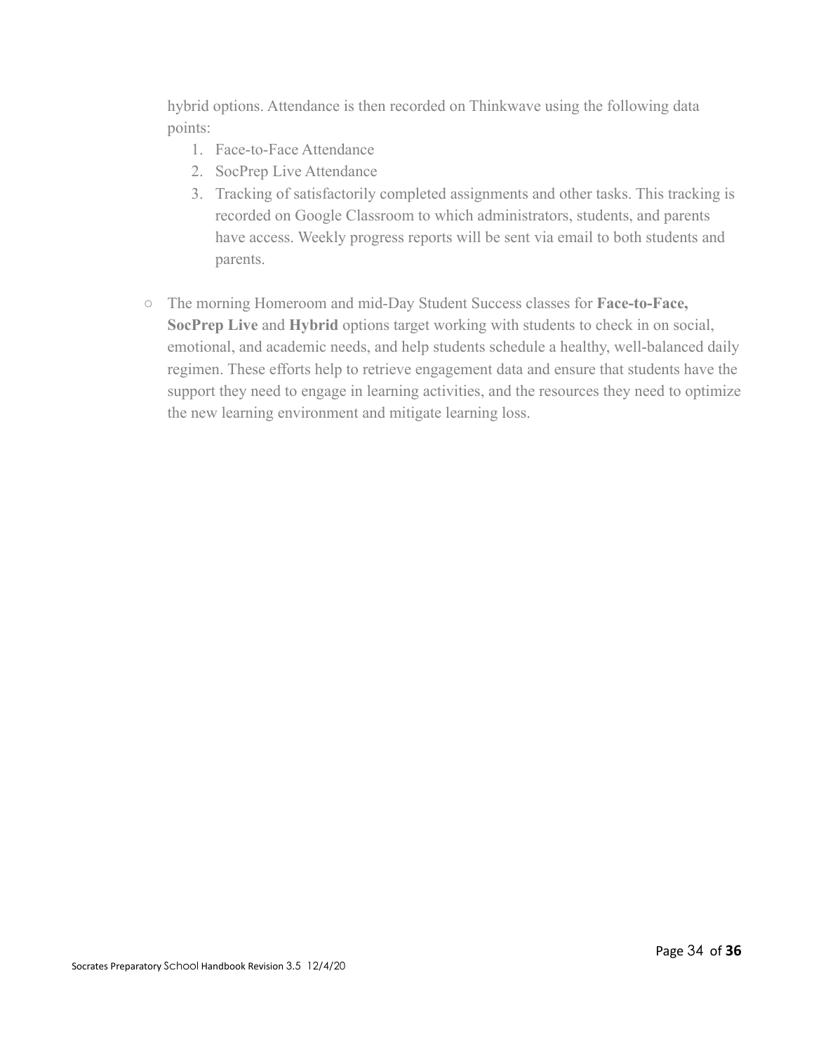hybrid options. Attendance is then recorded on Thinkwave using the following data points:

1. Face-to-Face Attendance
2. SocPrep Live Attendance
3. Tracking of satisfactorily completed assignments and other tasks. This tracking is recorded on Google Classroom to which administrators, students, and parents have access. Weekly progress reports will be sent via email to both students and parents.

- The morning Homeroom and mid-Day Student Success classes for **Face-to-Face, SocPrep Live** and **Hybrid** options target working with students to check in on social, emotional, and academic needs, and help students schedule a healthy, well-balanced daily regimen. These efforts help to retrieve engagement data and ensure that students have the support they need to engage in learning activities, and the resources they need to optimize the new learning environment and mitigate learning loss.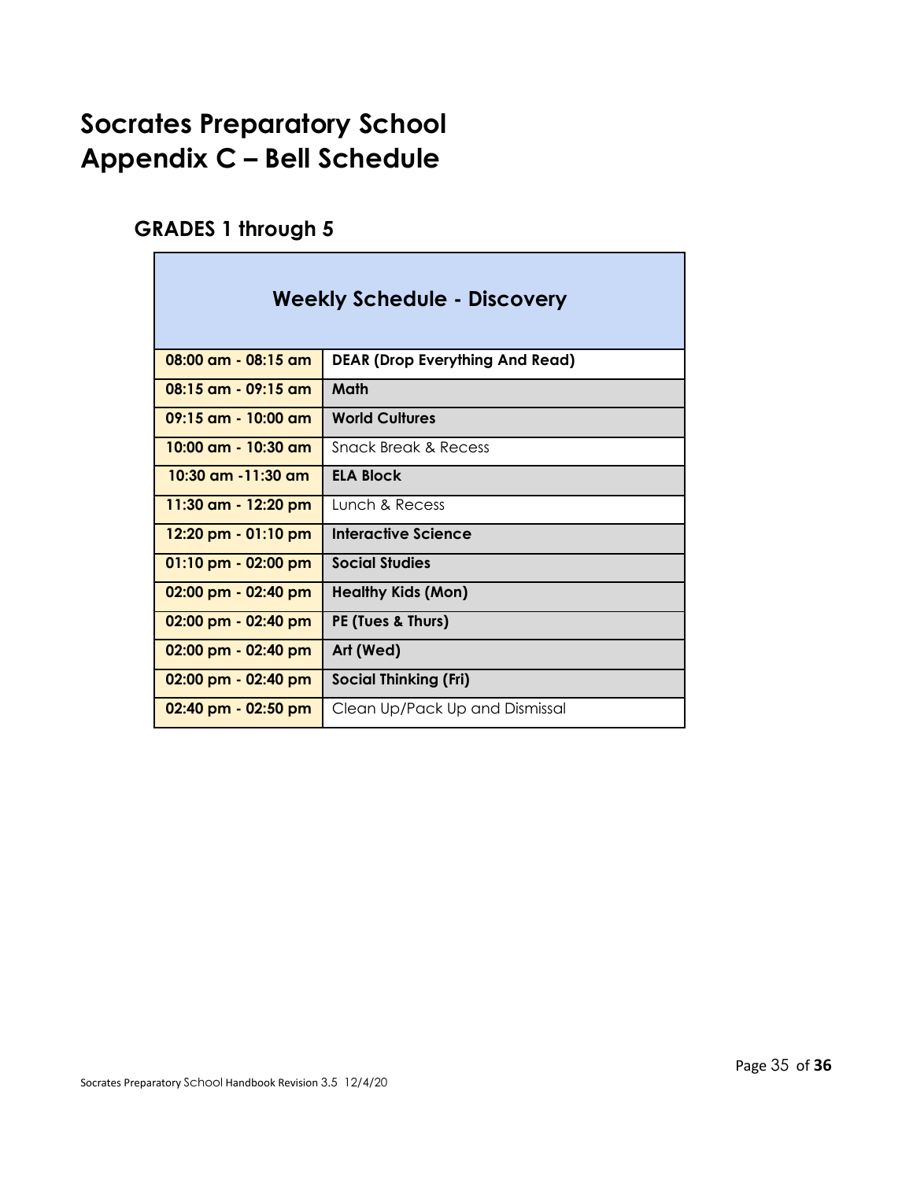# Socrates Preparatory School
# Appendix C – Bell Schedule

## GRADES 1 through 5

| Weekly Schedule - Discovery | |
|---|---|
| **08:00 am - 08:15 am** | **DEAR (Drop Everything And Read)** |
| **08:15 am - 09:15 am** | **Math** |
| **09:15 am - 10:00 am** | **World Cultures** |
| **10:00 am - 10:30 am** | Snack Break & Recess |
| **10:30 am -11:30 am** | **ELA Block** |
| **11:30 am - 12:20 pm** | Lunch & Recess |
| **12:20 pm - 01:10 pm** | **Interactive Science** |
| **01:10 pm - 02:00 pm** | **Social Studies** |
| **02:00 pm - 02:40 pm** | **Healthy Kids (Mon)** |
| **02:00 pm - 02:40 pm** | **PE (Tues & Thurs)** |
| **02:00 pm - 02:40 pm** | **Art (Wed)** |
| **02:00 pm - 02:40 pm** | **Social Thinking (Fri)** |
| **02:40 pm - 02:50 pm** | Clean Up/Pack Up and Dismissal |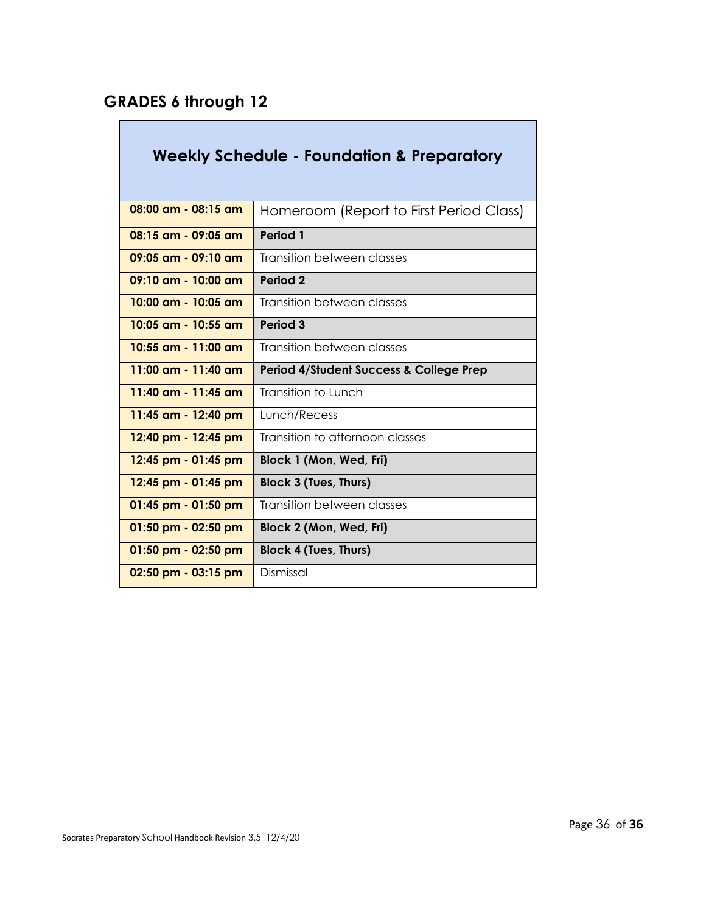## GRADES 6 through 12

| Weekly Schedule - Foundation & Preparatory | |
|---|---|
| **08:00 am - 08:15 am** | Homeroom (Report to First Period Class) |
| **08:15 am - 09:05 am** | **Period 1** |
| **09:05 am - 09:10 am** | Transition between classes |
| **09:10 am - 10:00 am** | **Period 2** |
| **10:00 am - 10:05 am** | Transition between classes |
| **10:05 am - 10:55 am** | **Period 3** |
| **10:55 am - 11:00 am** | Transition between classes |
| **11:00 am - 11:40 am** | **Period 4/Student Success & College Prep** |
| **11:40 am - 11:45 am** | Transition to Lunch |
| **11:45 am - 12:40 pm** | Lunch/Recess |
| **12:40 pm - 12:45 pm** | Transition to afternoon classes |
| **12:45 pm - 01:45 pm** | **Block 1 (Mon, Wed, Fri)** |
| **12:45 pm - 01:45 pm** | **Block 3 (Tues, Thurs)** |
| **01:45 pm - 01:50 pm** | Transition between classes |
| **01:50 pm - 02:50 pm** | **Block 2 (Mon, Wed, Fri)** |
| **01:50 pm - 02:50 pm** | **Block 4 (Tues, Thurs)** |
| **02:50 pm - 03:15 pm** | Dismissal |